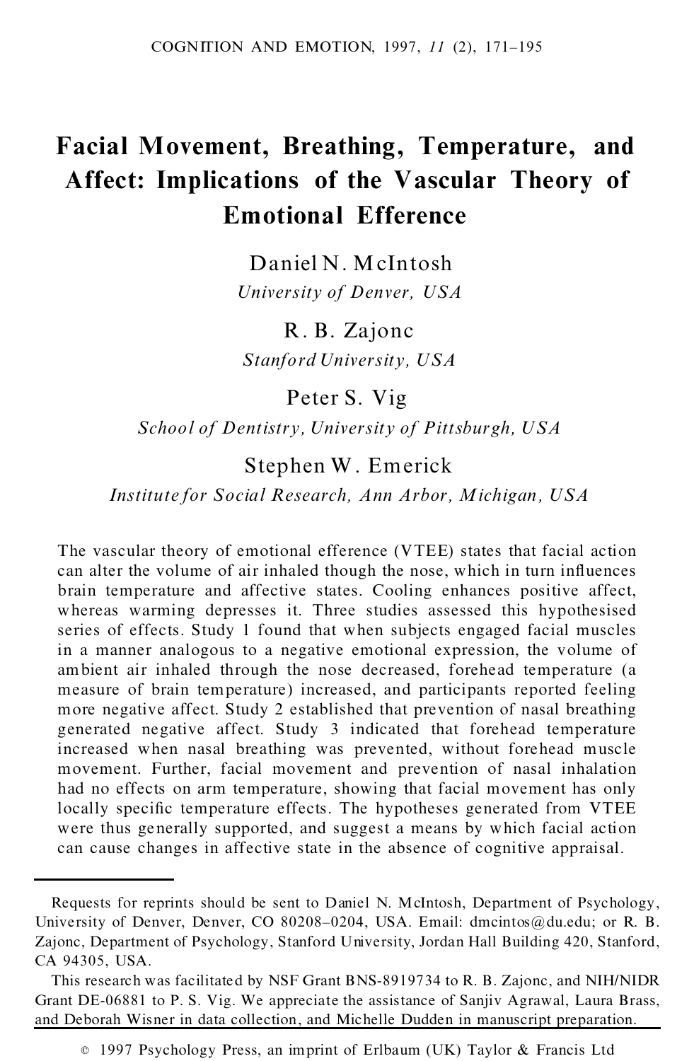# Facial Movement, Breathing, Temperature, and Affect: Implications of the Vascular Theory of Emotional Efference

Daniel N. McIntosh
*University of Denver, USA*

R. B. Zajonc
*Stanford University, USA*

Peter S. Vig
*School of Dentistry, University of Pittsburgh, USA*

Stephen W. Emerick
*Institute for Social Research, Ann Arbor, Michigan, USA*

The vascular theory of emotional efference (VTEE) states that facial action can alter the volume of air inhaled though the nose, which in turn influences brain temperature and affective states. Cooling enhances positive affect, whereas warming depresses it. Three studies assessed this hypothesised series of effects. Study 1 found that when subjects engaged facial muscles in a manner analogous to a negative emotional expression, the volume of ambient air inhaled through the nose decreased, forehead temperature (a measure of brain temperature) increased, and participants reported feeling more negative affect. Study 2 established that prevention of nasal breathing generated negative affect. Study 3 indicated that forehead temperature increased when nasal breathing was prevented, without forehead muscle movement. Further, facial movement and prevention of nasal inhalation had no effects on arm temperature, showing that facial movement has only locally specific temperature effects. The hypotheses generated from VTEE were thus generally supported, and suggest a means by which facial action can cause changes in affective state in the absence of cognitive appraisal.

---

Requests for reprints should be sent to Daniel N. McIntosh, Department of Psychology, University of Denver, Denver, CO 80208–0204, USA. Email: dmcintos@du.edu; or R. B. Zajonc, Department of Psychology, Stanford University, Jordan Hall Building 420, Stanford, CA 94305, USA.

This research was facilitated by NSF Grant BNS-8919734 to R. B. Zajonc, and NIH/NIDR Grant DE-06881 to P. S. Vig. We appreciate the assistance of Sanjiv Agrawal, Laura Brass, and Deborah Wisner in data collection, and Michelle Dudden in manuscript preparation.

© 1997 Psychology Press, an imprint of Erlbaum (UK) Taylor & Francis Ltd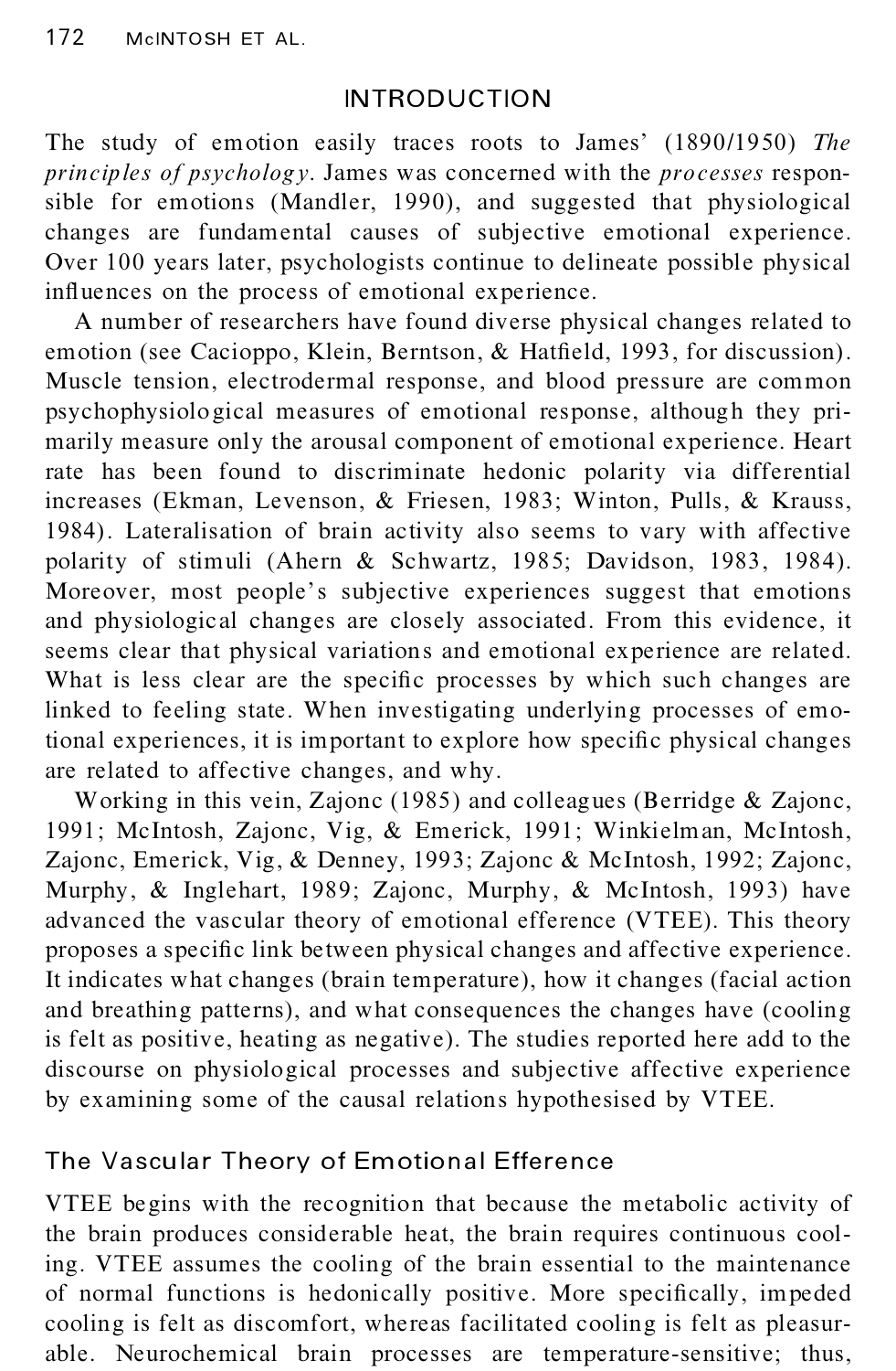## INTRODUCTION

The study of emotion easily traces roots to James' (1890/1950) *The principles of psychology*. James was concerned with the *processes* responsible for emotions (Mandler, 1990), and suggested that physiological changes are fundamental causes of subjective emotional experience. Over 100 years later, psychologists continue to delineate possible physical influences on the process of emotional experience.

A number of researchers have found diverse physical changes related to emotion (see Cacioppo, Klein, Berntson, & Hatfield, 1993, for discussion). Muscle tension, electrodermal response, and blood pressure are common psychophysiological measures of emotional response, although they primarily measure only the arousal component of emotional experience. Heart rate has been found to discriminate hedonic polarity via differential increases (Ekman, Levenson, & Friesen, 1983; Winton, Pulls, & Krauss, 1984). Lateralisation of brain activity also seems to vary with affective polarity of stimuli (Ahern & Schwartz, 1985; Davidson, 1983, 1984). Moreover, most people's subjective experiences suggest that emotions and physiological changes are closely associated. From this evidence, it seems clear that physical variations and emotional experience are related. What is less clear are the specific processes by which such changes are linked to feeling state. When investigating underlying processes of emotional experiences, it is important to explore how specific physical changes are related to affective changes, and why.

Working in this vein, Zajonc (1985) and colleagues (Berridge & Zajonc, 1991; McIntosh, Zajonc, Vig, & Emerick, 1991; Winkielman, McIntosh, Zajonc, Emerick, Vig, & Denney, 1993; Zajonc & McIntosh, 1992; Zajonc, Murphy, & Inglehart, 1989; Zajonc, Murphy, & McIntosh, 1993) have advanced the vascular theory of emotional efference (VTEE). This theory proposes a specific link between physical changes and affective experience. It indicates what changes (brain temperature), how it changes (facial action and breathing patterns), and what consequences the changes have (cooling is felt as positive, heating as negative). The studies reported here add to the discourse on physiological processes and subjective affective experience by examining some of the causal relations hypothesised by VTEE.

### The Vascular Theory of Emotional Efference

VTEE begins with the recognition that because the metabolic activity of the brain produces considerable heat, the brain requires continuous cooling. VTEE assumes the cooling of the brain essential to the maintenance of normal functions is hedonically positive. More specifically, impeded cooling is felt as discomfort, whereas facilitated cooling is felt as pleasurable. Neurochemical brain processes are temperature-sensitive; thus,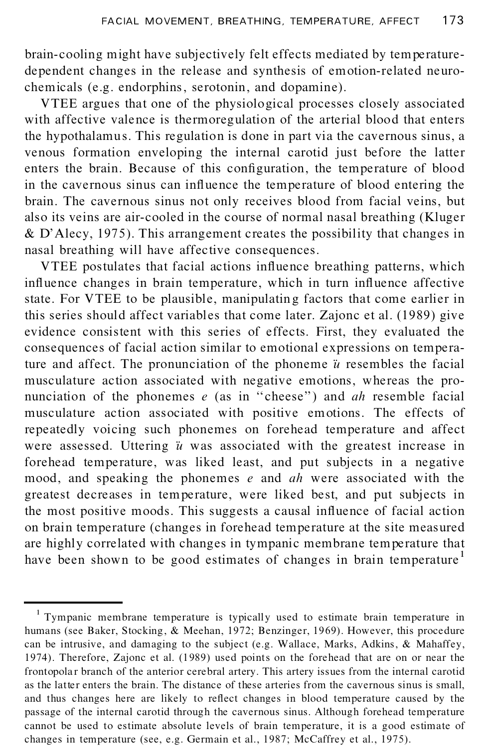brain-cooling might have subjectively felt effects mediated by temperature-dependent changes in the release and synthesis of emotion-related neurochemicals (e.g. endorphins, serotonin, and dopamine).

VTEE argues that one of the physiological processes closely associated with affective valence is thermoregulation of the arterial blood that enters the hypothalamus. This regulation is done in part via the cavernous sinus, a venous formation enveloping the internal carotid just before the latter enters the brain. Because of this configuration, the temperature of blood in the cavernous sinus can influence the temperature of blood entering the brain. The cavernous sinus not only receives blood from facial veins, but also its veins are air-cooled in the course of normal nasal breathing (Kluger & D'Alecy, 1975). This arrangement creates the possibility that changes in nasal breathing will have affective consequences.

VTEE postulates that facial actions influence breathing patterns, which influence changes in brain temperature, which in turn influence affective state. For VTEE to be plausible, manipulating factors that come earlier in this series should affect variables that come later. Zajonc et al. (1989) give evidence consistent with this series of effects. First, they evaluated the consequences of facial action similar to emotional expressions on temperature and affect. The pronunciation of the phoneme *ü* resembles the facial musculature action associated with negative emotions, whereas the pronunciation of the phonemes *e* (as in "cheese") and *ah* resemble facial musculature action associated with positive emotions. The effects of repeatedly voicing such phonemes on forehead temperature and affect were assessed. Uttering *ü* was associated with the greatest increase in forehead temperature, was liked least, and put subjects in a negative mood, and speaking the phonemes *e* and *ah* were associated with the greatest decreases in temperature, were liked best, and put subjects in the most positive moods. This suggests a causal influence of facial action on brain temperature (changes in forehead temperature at the site measured are highly correlated with changes in tympanic membrane temperature that have been shown to be good estimates of changes in brain temperature[1]

---

[1] Tympanic membrane temperature is typically used to estimate brain temperature in humans (see Baker, Stocking, & Meehan, 1972; Benzinger, 1969). However, this procedure can be intrusive, and damaging to the subject (e.g. Wallace, Marks, Adkins, & Mahaffey, 1974). Therefore, Zajonc et al. (1989) used points on the forehead that are on or near the frontopolar branch of the anterior cerebral artery. This artery issues from the internal carotid as the latter enters the brain. The distance of these arteries from the cavernous sinus is small, and thus changes here are likely to reflect changes in blood temperature caused by the passage of the internal carotid through the cavernous sinus. Although forehead temperature cannot be used to estimate absolute levels of brain temperature, it is a good estimate of changes in temperature (see, e.g. Germain et al., 1987; McCaffrey et al., 1975).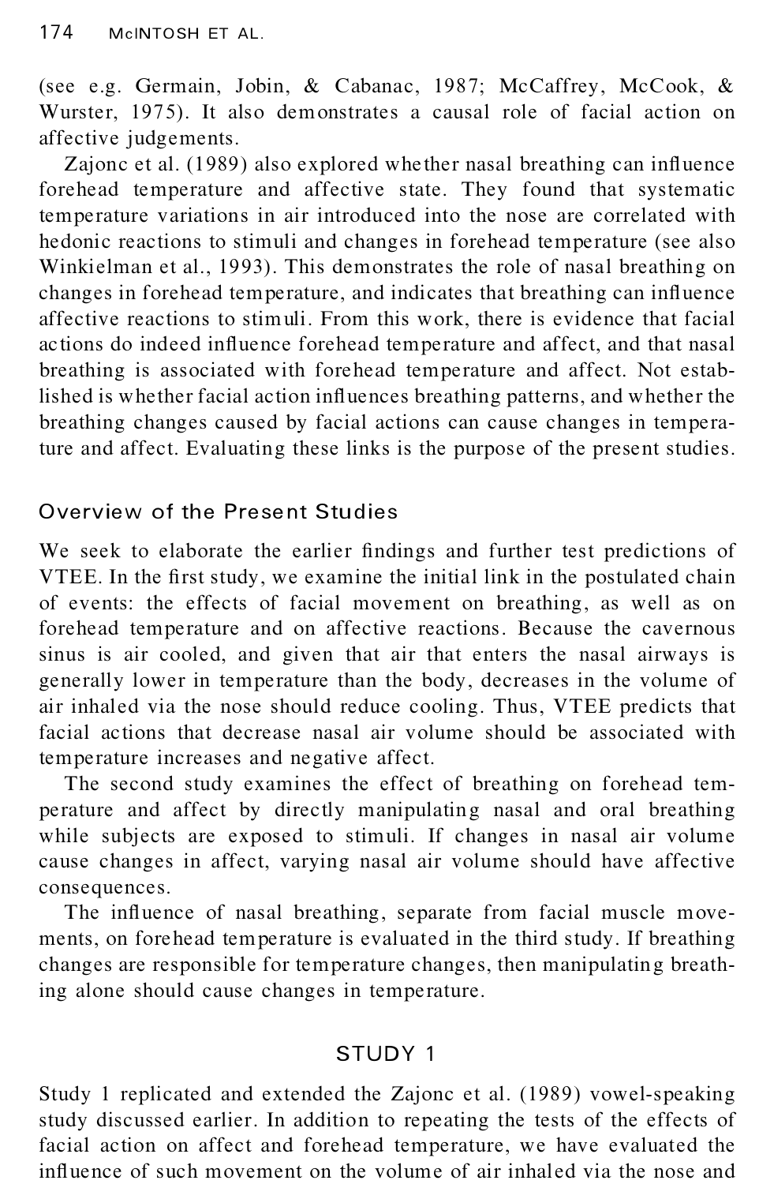(see e.g. Germain, Jobin, & Cabanac, 1987; McCaffrey, McCook, & Wurster, 1975). It also demonstrates a causal role of facial action on affective judgements.

Zajonc et al. (1989) also explored whether nasal breathing can influence forehead temperature and affective state. They found that systematic temperature variations in air introduced into the nose are correlated with hedonic reactions to stimuli and changes in forehead temperature (see also Winkielman et al., 1993). This demonstrates the role of nasal breathing on changes in forehead temperature, and indicates that breathing can influence affective reactions to stimuli. From this work, there is evidence that facial actions do indeed influence forehead temperature and affect, and that nasal breathing is associated with forehead temperature and affect. Not established is whether facial action influences breathing patterns, and whether the breathing changes caused by facial actions can cause changes in temperature and affect. Evaluating these links is the purpose of the present studies.

## Overview of the Present Studies

We seek to elaborate the earlier findings and further test predictions of VTEE. In the first study, we examine the initial link in the postulated chain of events: the effects of facial movement on breathing, as well as on forehead temperature and on affective reactions. Because the cavernous sinus is air cooled, and given that air that enters the nasal airways is generally lower in temperature than the body, decreases in the volume of air inhaled via the nose should reduce cooling. Thus, VTEE predicts that facial actions that decrease nasal air volume should be associated with temperature increases and negative affect.

The second study examines the effect of breathing on forehead temperature and affect by directly manipulating nasal and oral breathing while subjects are exposed to stimuli. If changes in nasal air volume cause changes in affect, varying nasal air volume should have affective consequences.

The influence of nasal breathing, separate from facial muscle movements, on forehead temperature is evaluated in the third study. If breathing changes are responsible for temperature changes, then manipulating breathing alone should cause changes in temperature.

## STUDY 1

Study 1 replicated and extended the Zajonc et al. (1989) vowel-speaking study discussed earlier. In addition to repeating the tests of the effects of facial action on affect and forehead temperature, we have evaluated the influence of such movement on the volume of air inhaled via the nose and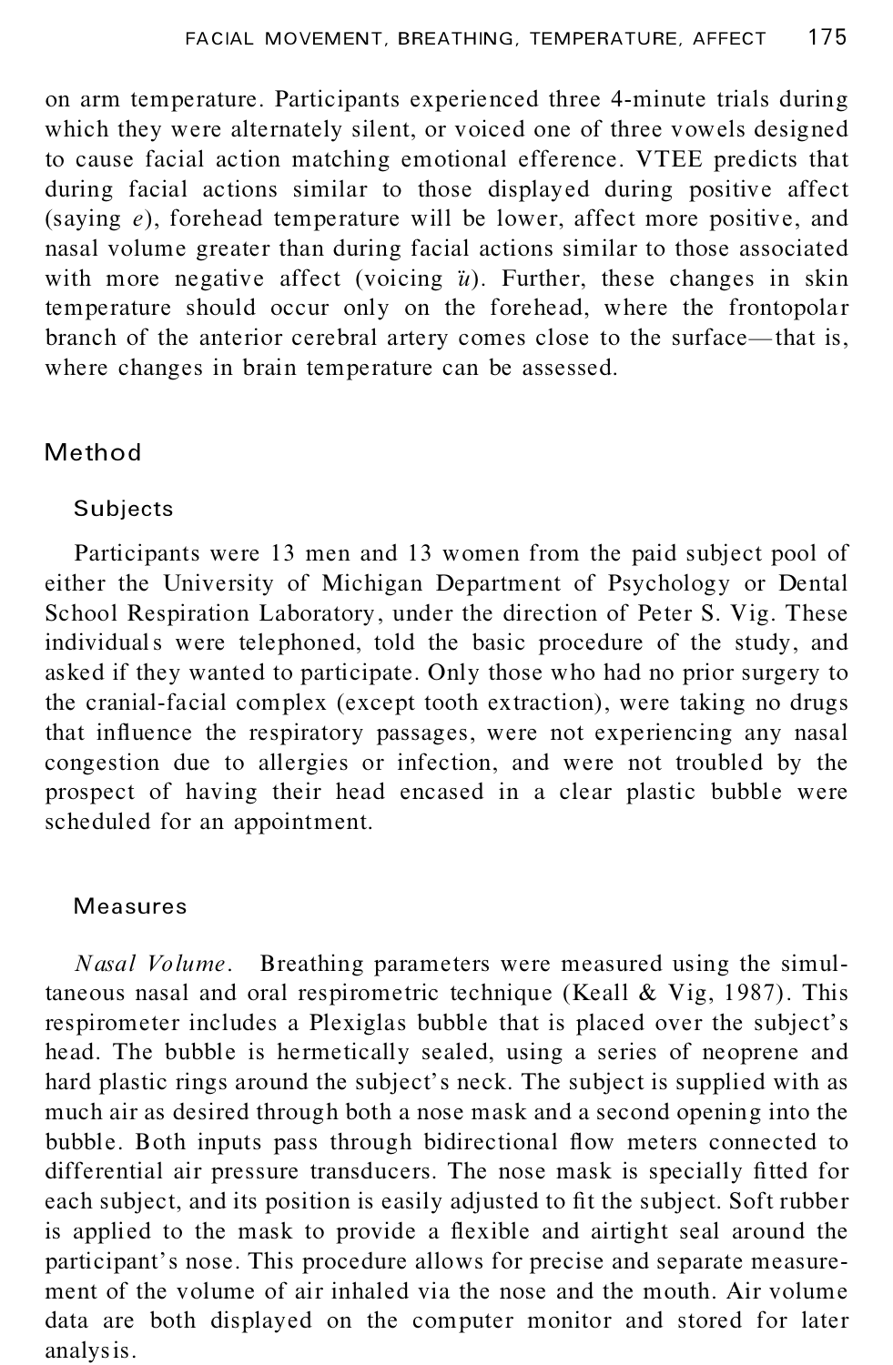on arm temperature. Participants experienced three 4-minute trials during which they were alternately silent, or voiced one of three vowels designed to cause facial action matching emotional efference. VTEE predicts that during facial actions similar to those displayed during positive affect (saying *e*), forehead temperature will be lower, affect more positive, and nasal volume greater than during facial actions similar to those associated with more negative affect (voicing *ü*). Further, these changes in skin temperature should occur only on the forehead, where the frontopolar branch of the anterior cerebral artery comes close to the surface—that is, where changes in brain temperature can be assessed.

## Method

### Subjects

Participants were 13 men and 13 women from the paid subject pool of either the University of Michigan Department of Psychology or Dental School Respiration Laboratory, under the direction of Peter S. Vig. These individuals were telephoned, told the basic procedure of the study, and asked if they wanted to participate. Only those who had no prior surgery to the cranial-facial complex (except tooth extraction), were taking no drugs that influence the respiratory passages, were not experiencing any nasal congestion due to allergies or infection, and were not troubled by the prospect of having their head encased in a clear plastic bubble were scheduled for an appointment.

### Measures

*Nasal Volume*. Breathing parameters were measured using the simultaneous nasal and oral respirometric technique (Keall & Vig, 1987). This respirometer includes a Plexiglas bubble that is placed over the subject's head. The bubble is hermetically sealed, using a series of neoprene and hard plastic rings around the subject's neck. The subject is supplied with as much air as desired through both a nose mask and a second opening into the bubble. Both inputs pass through bidirectional flow meters connected to differential air pressure transducers. The nose mask is specially fitted for each subject, and its position is easily adjusted to fit the subject. Soft rubber is applied to the mask to provide a flexible and airtight seal around the participant's nose. This procedure allows for precise and separate measurement of the volume of air inhaled via the nose and the mouth. Air volume data are both displayed on the computer monitor and stored for later analysis.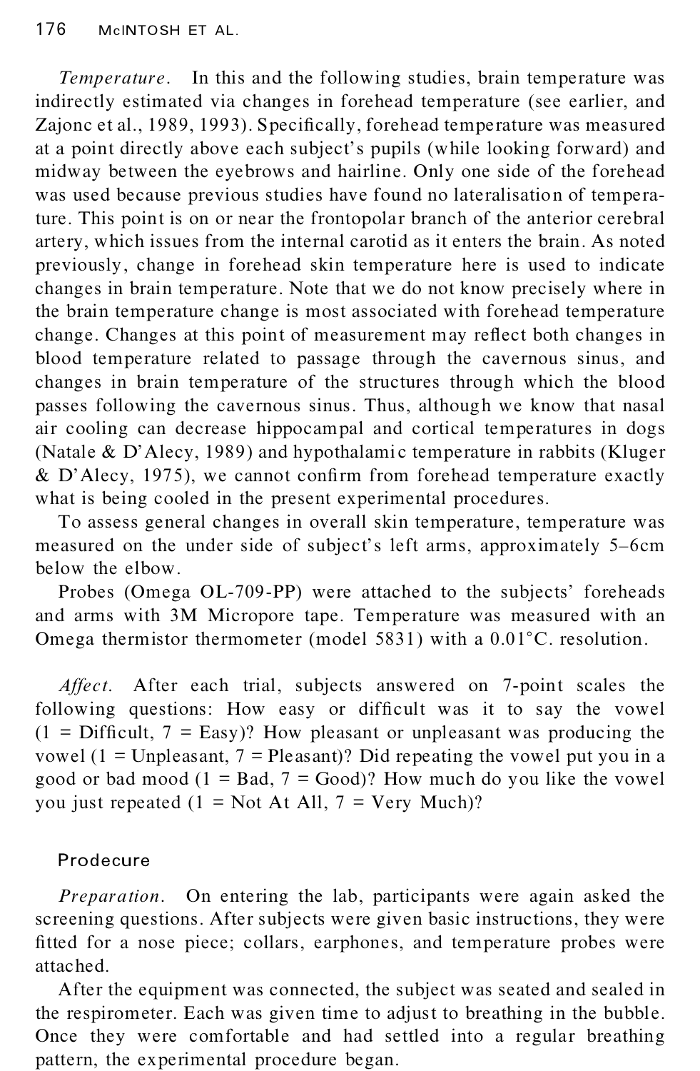*Temperature*. In this and the following studies, brain temperature was indirectly estimated via changes in forehead temperature (see earlier, and Zajonc et al., 1989, 1993). Specifically, forehead temperature was measured at a point directly above each subject's pupils (while looking forward) and midway between the eyebrows and hairline. Only one side of the forehead was used because previous studies have found no lateralisation of temperature. This point is on or near the frontopolar branch of the anterior cerebral artery, which issues from the internal carotid as it enters the brain. As noted previously, change in forehead skin temperature here is used to indicate changes in brain temperature. Note that we do not know precisely where in the brain temperature change is most associated with forehead temperature change. Changes at this point of measurement may reflect both changes in blood temperature related to passage through the cavernous sinus, and changes in brain temperature of the structures through which the blood passes following the cavernous sinus. Thus, although we know that nasal air cooling can decrease hippocampal and cortical temperatures in dogs (Natale & D'Alecy, 1989) and hypothalamic temperature in rabbits (Kluger & D'Alecy, 1975), we cannot confirm from forehead temperature exactly what is being cooled in the present experimental procedures.

To assess general changes in overall skin temperature, temperature was measured on the under side of subject's left arms, approximately 5–6cm below the elbow.

Probes (Omega OL-709-PP) were attached to the subjects' foreheads and arms with 3M Micropore tape. Temperature was measured with an Omega thermistor thermometer (model 5831) with a 0.01°C. resolution.

*Affect*. After each trial, subjects answered on 7-point scales the following questions: How easy or difficult was it to say the vowel (1 = Difficult, 7 = Easy)? How pleasant or unpleasant was producing the vowel (1 = Unpleasant, 7 = Pleasant)? Did repeating the vowel put you in a good or bad mood (1 = Bad, 7 = Good)? How much do you like the vowel you just repeated (1 = Not At All, 7 = Very Much)?

## Prodecure

*Preparation*. On entering the lab, participants were again asked the screening questions. After subjects were given basic instructions, they were fitted for a nose piece; collars, earphones, and temperature probes were attached.

After the equipment was connected, the subject was seated and sealed in the respirometer. Each was given time to adjust to breathing in the bubble. Once they were comfortable and had settled into a regular breathing pattern, the experimental procedure began.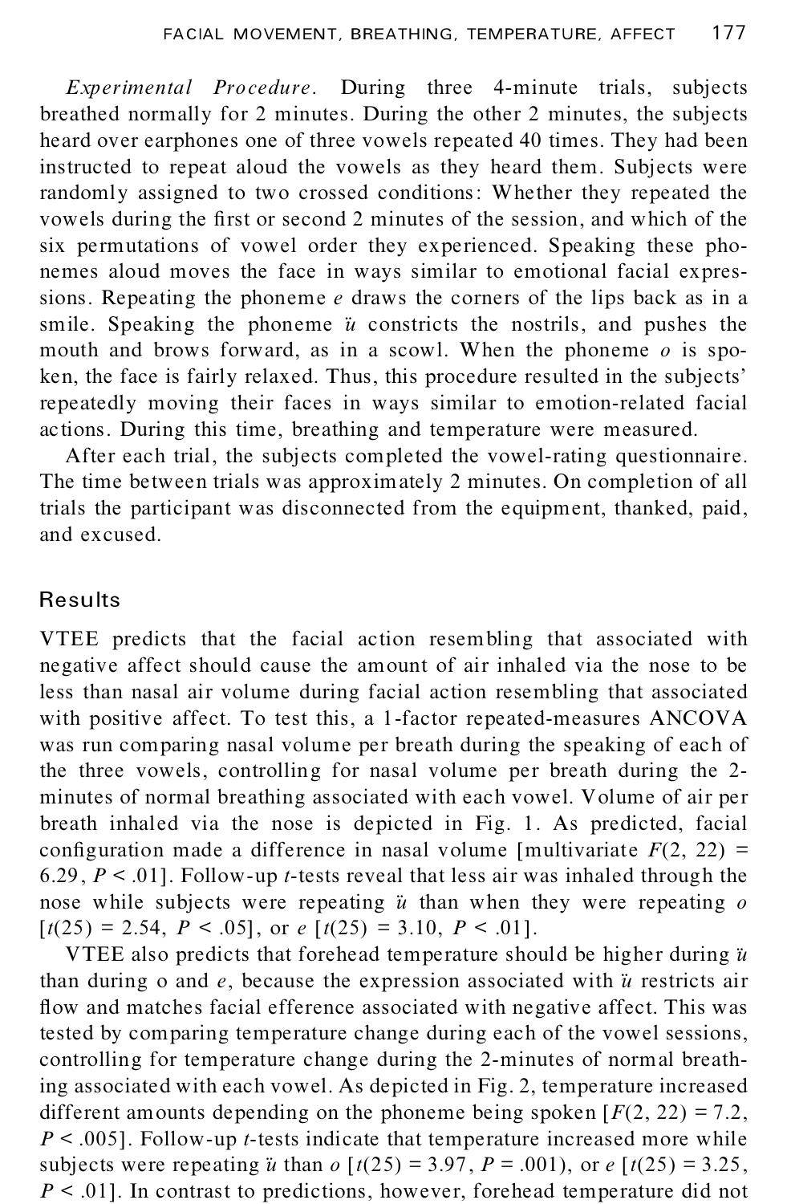*Experimental Procedure*. During three 4-minute trials, subjects breathed normally for 2 minutes. During the other 2 minutes, the subjects heard over earphones one of three vowels repeated 40 times. They had been instructed to repeat aloud the vowels as they heard them. Subjects were randomly assigned to two crossed conditions: Whether they repeated the vowels during the first or second 2 minutes of the session, and which of the six permutations of vowel order they experienced. Speaking these phonemes aloud moves the face in ways similar to emotional facial expressions. Repeating the phoneme *e* draws the corners of the lips back as in a smile. Speaking the phoneme *ü* constricts the nostrils, and pushes the mouth and brows forward, as in a scowl. When the phoneme *o* is spoken, the face is fairly relaxed. Thus, this procedure resulted in the subjects' repeatedly moving their faces in ways similar to emotion-related facial actions. During this time, breathing and temperature were measured.

After each trial, the subjects completed the vowel-rating questionnaire. The time between trials was approximately 2 minutes. On completion of all trials the participant was disconnected from the equipment, thanked, paid, and excused.

## Results

VTEE predicts that the facial action resembling that associated with negative affect should cause the amount of air inhaled via the nose to be less than nasal air volume during facial action resembling that associated with positive affect. To test this, a 1-factor repeated-measures ANCOVA was run comparing nasal volume per breath during the speaking of each of the three vowels, controlling for nasal volume per breath during the 2-minutes of normal breathing associated with each vowel. Volume of air per breath inhaled via the nose is depicted in Fig. 1. As predicted, facial configuration made a difference in nasal volume [multivariate $F(2, 22) = 6.29$, $P < .01$]. Follow-up $t$-tests reveal that less air was inhaled through the nose while subjects were repeating *ü* than when they were repeating *o* [$t(25) = 2.54$, $P < .05$], or *e* [$t(25) = 3.10$, $P < .01$].

VTEE also predicts that forehead temperature should be higher during *ü* than during o and *e*, because the expression associated with *ü* restricts air flow and matches facial efference associated with negative affect. This was tested by comparing temperature change during each of the vowel sessions, controlling for temperature change during the 2-minutes of normal breathing associated with each vowel. As depicted in Fig. 2, temperature increased different amounts depending on the phoneme being spoken [$F(2, 22) = 7.2$, $P < .005$]. Follow-up $t$-tests indicate that temperature increased more while subjects were repeating *ü* than *o* [$t(25) = 3.97$, $P = .001$), or *e* [$t(25) = 3.25$, $P < .01$]. In contrast to predictions, however, forehead temperature did not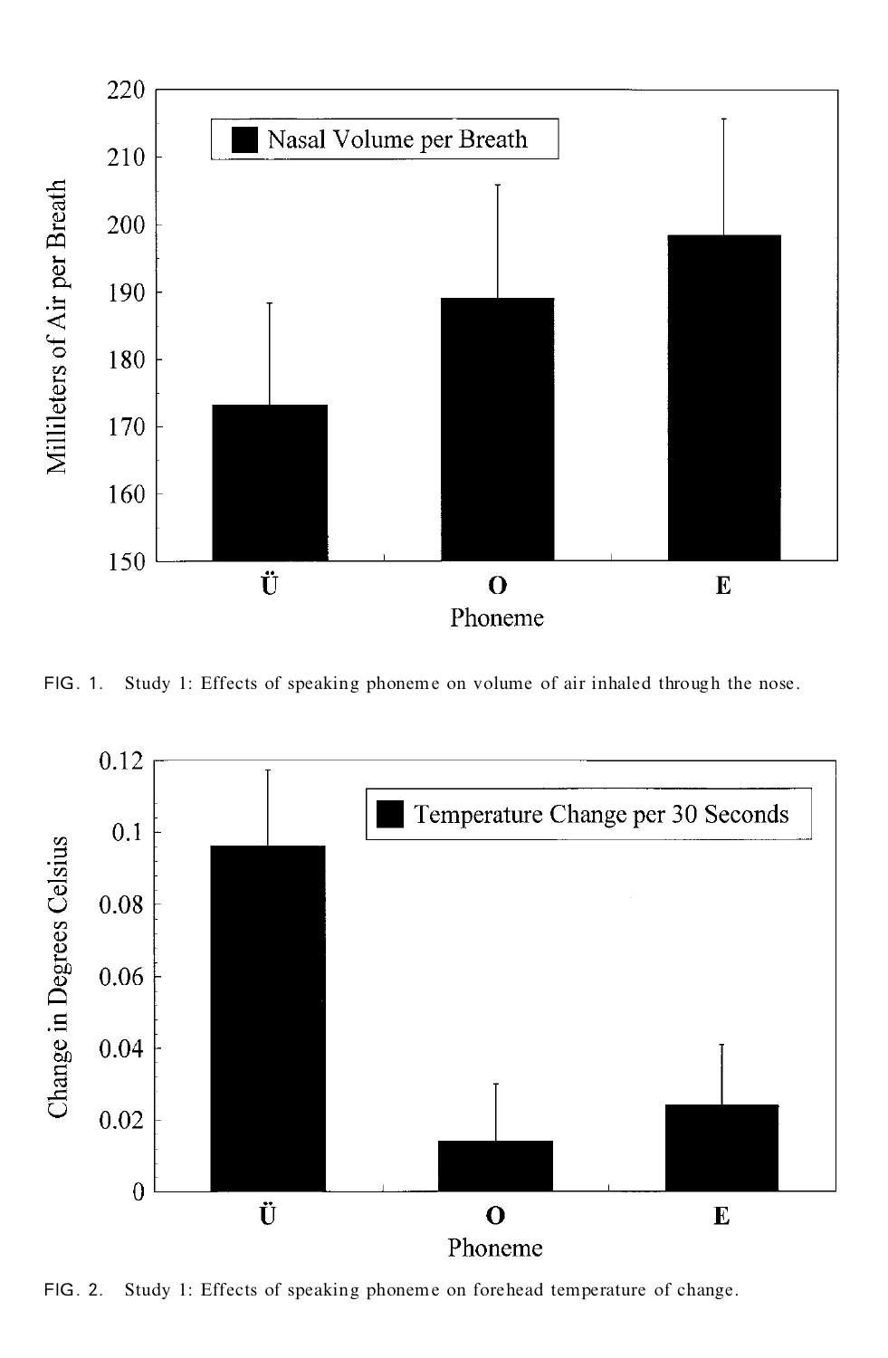FIG. 1. Study 1: Effects of speaking phoneme on volume of air inhaled through the nose.

FIG. 2. Study 1: Effects of speaking phoneme on forehead temperature of change.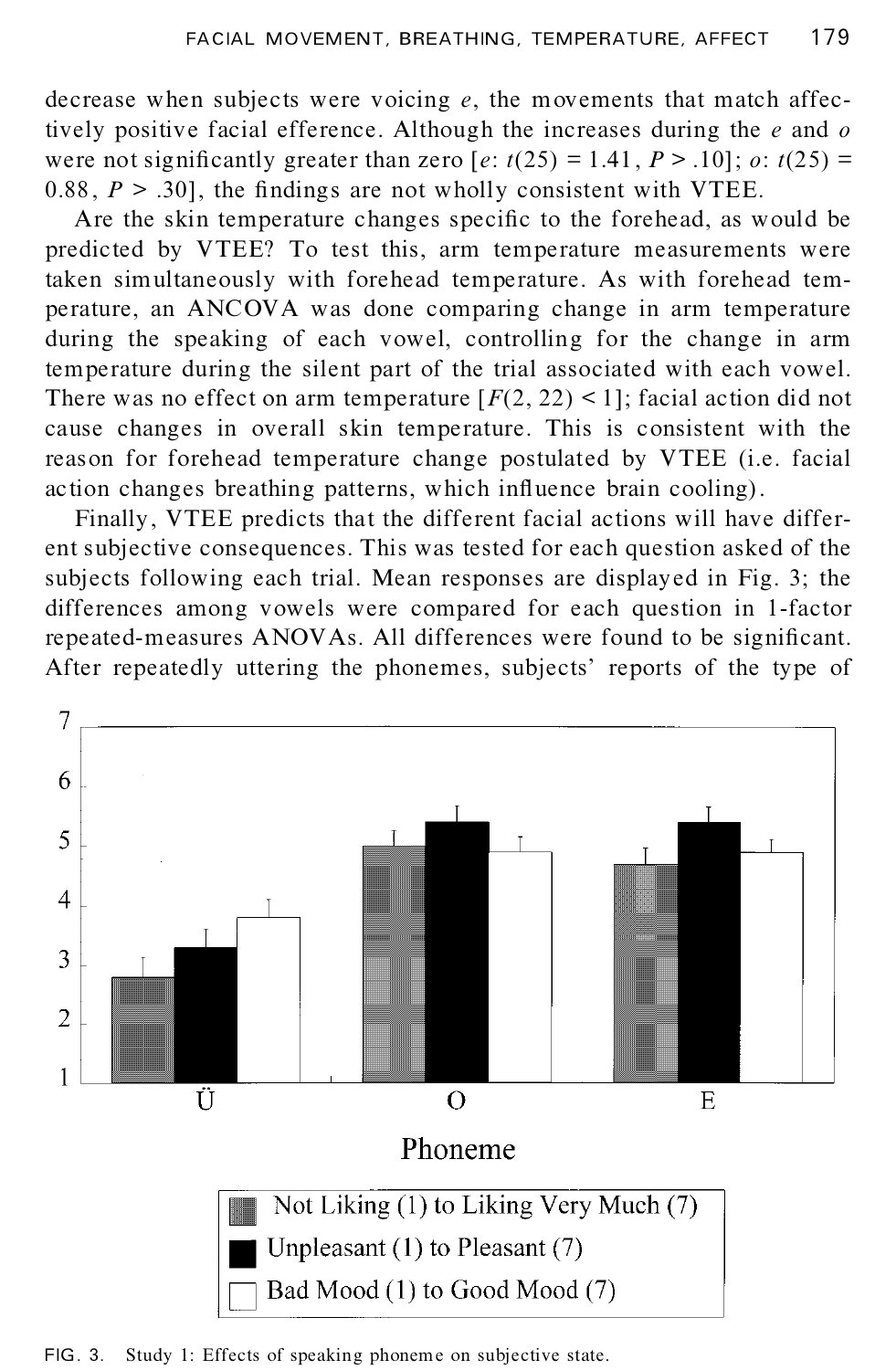decrease when subjects were voicing *e*, the movements that match affectively positive facial efference. Although the increases during the *e* and *o* were not significantly greater than zero [*e*: $t(25) = 1.41$, $P > .10$]; *o*: $t(25) = 0.88$, $P > .30$], the findings are not wholly consistent with VTEE.

Are the skin temperature changes specific to the forehead, as would be predicted by VTEE? To test this, arm temperature measurements were taken simultaneously with forehead temperature. As with forehead temperature, an ANCOVA was done comparing change in arm temperature during the speaking of each vowel, controlling for the change in arm temperature during the silent part of the trial associated with each vowel. There was no effect on arm temperature [$F(2, 22) < 1$]; facial action did not cause changes in overall skin temperature. This is consistent with the reason for forehead temperature change postulated by VTEE (i.e. facial action changes breathing patterns, which influence brain cooling).

Finally, VTEE predicts that the different facial actions will have different subjective consequences. This was tested for each question asked of the subjects following each trial. Mean responses are displayed in Fig. 3; the differences among vowels were compared for each question in 1-factor repeated-measures ANOVAs. All differences were found to be significant. After repeatedly uttering the phonemes, subjects' reports of the type of

FIG. 3. Study 1: Effects of speaking phoneme on subjective state.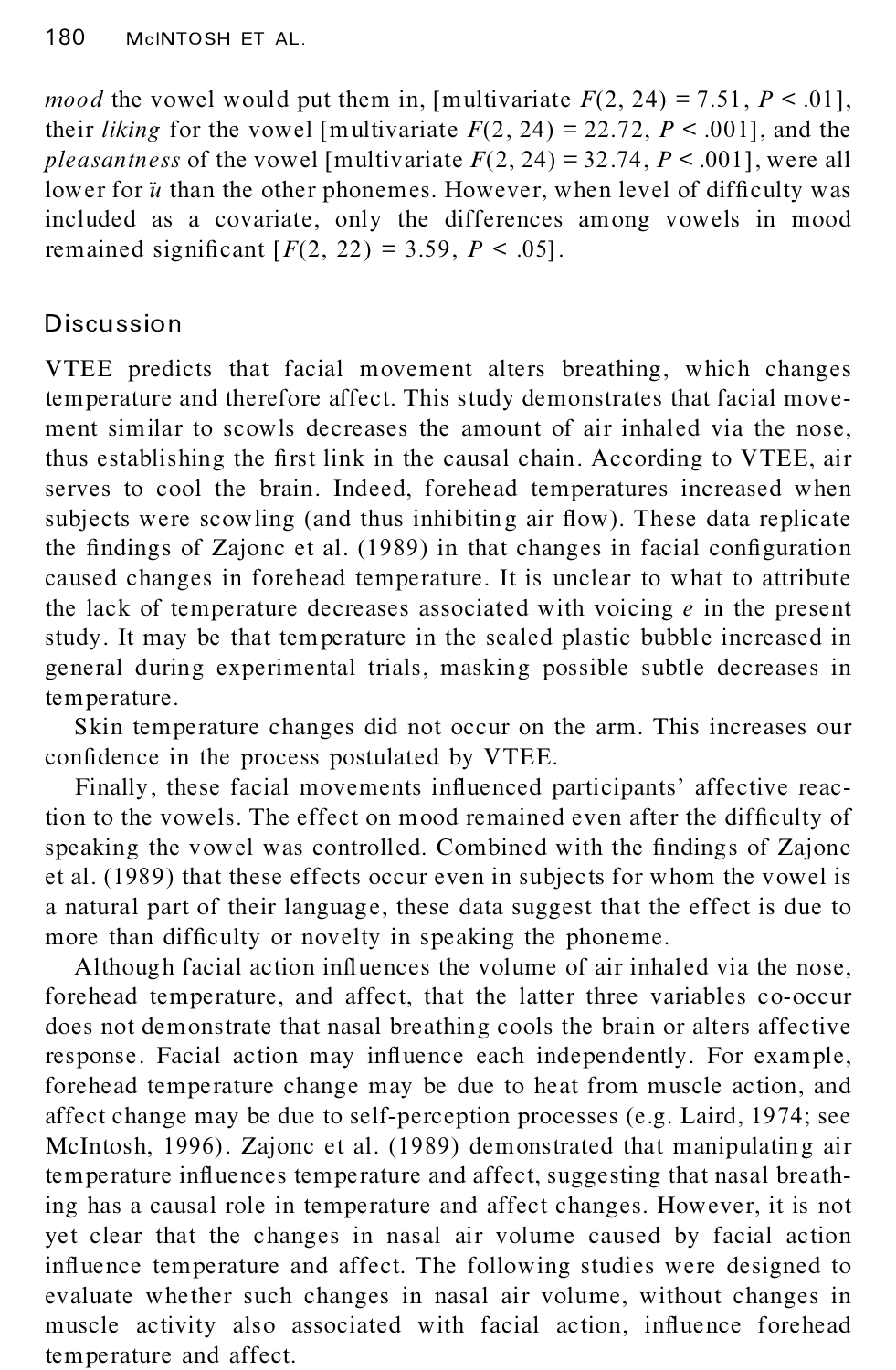*mood* the vowel would put them in, [multivariate $F(2, 24) = 7.51$, $P < .01$], their *liking* for the vowel [multivariate $F(2, 24) = 22.72$, $P < .001$], and the *pleasantness* of the vowel [multivariate $F(2, 24) = 32.74$, $P < .001$], were all lower for *ü* than the other phonemes. However, when level of difficulty was included as a covariate, only the differences among vowels in mood remained significant [$F(2, 22) = 3.59$, $P < .05$].

## Discussion

VTEE predicts that facial movement alters breathing, which changes temperature and therefore affect. This study demonstrates that facial movement similar to scowls decreases the amount of air inhaled via the nose, thus establishing the first link in the causal chain. According to VTEE, air serves to cool the brain. Indeed, forehead temperatures increased when subjects were scowling (and thus inhibiting air flow). These data replicate the findings of Zajonc et al. (1989) in that changes in facial configuration caused changes in forehead temperature. It is unclear to what to attribute the lack of temperature decreases associated with voicing *e* in the present study. It may be that temperature in the sealed plastic bubble increased in general during experimental trials, masking possible subtle decreases in temperature.

Skin temperature changes did not occur on the arm. This increases our confidence in the process postulated by VTEE.

Finally, these facial movements influenced participants' affective reaction to the vowels. The effect on mood remained even after the difficulty of speaking the vowel was controlled. Combined with the findings of Zajonc et al. (1989) that these effects occur even in subjects for whom the vowel is a natural part of their language, these data suggest that the effect is due to more than difficulty or novelty in speaking the phoneme.

Although facial action influences the volume of air inhaled via the nose, forehead temperature, and affect, that the latter three variables co-occur does not demonstrate that nasal breathing cools the brain or alters affective response. Facial action may influence each independently. For example, forehead temperature change may be due to heat from muscle action, and affect change may be due to self-perception processes (e.g. Laird, 1974; see McIntosh, 1996). Zajonc et al. (1989) demonstrated that manipulating air temperature influences temperature and affect, suggesting that nasal breathing has a causal role in temperature and affect changes. However, it is not yet clear that the changes in nasal air volume caused by facial action influence temperature and affect. The following studies were designed to evaluate whether such changes in nasal air volume, without changes in muscle activity also associated with facial action, influence forehead temperature and affect.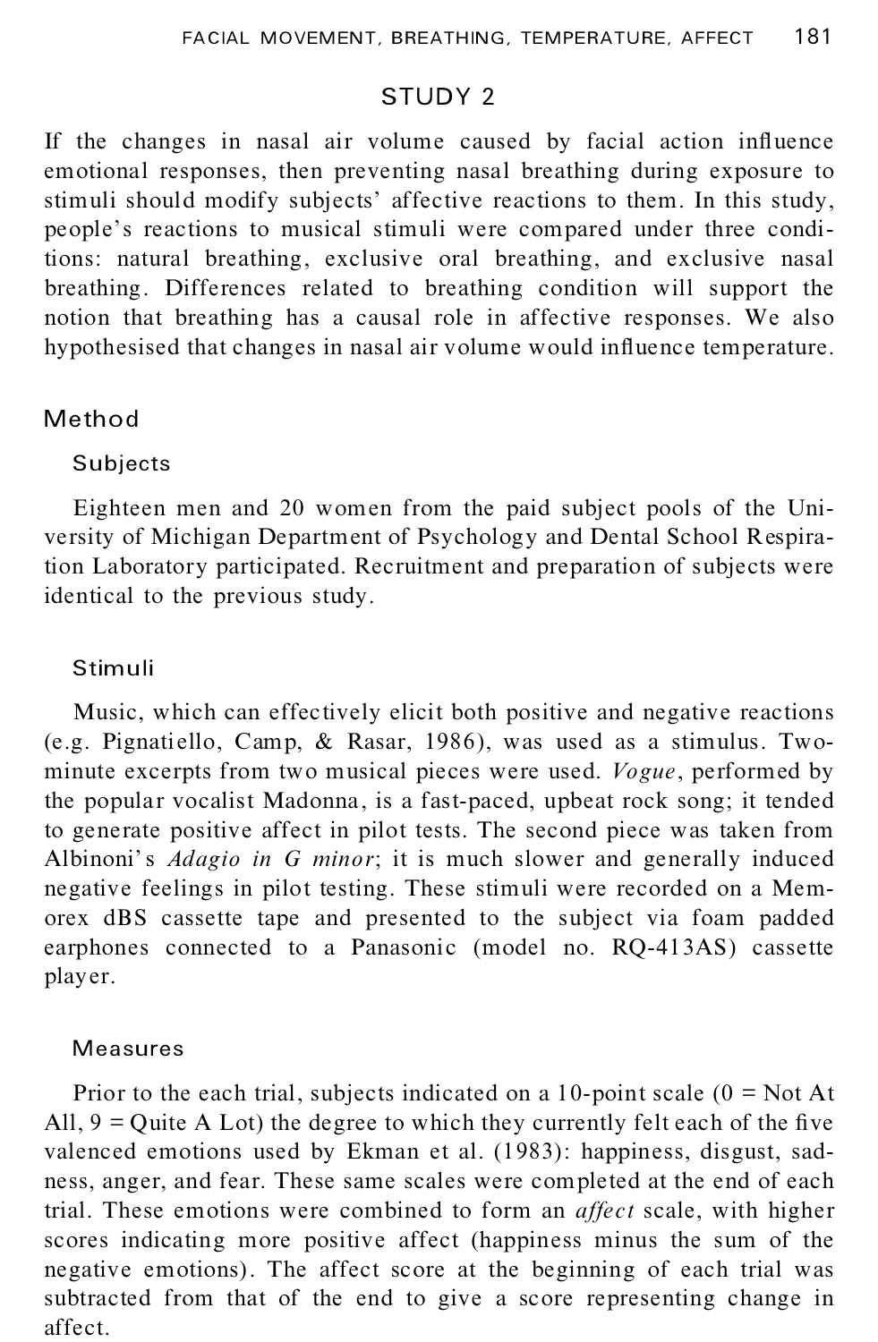## STUDY 2

If the changes in nasal air volume caused by facial action influence emotional responses, then preventing nasal breathing during exposure to stimuli should modify subjects' affective reactions to them. In this study, people's reactions to musical stimuli were compared under three conditions: natural breathing, exclusive oral breathing, and exclusive nasal breathing. Differences related to breathing condition will support the notion that breathing has a causal role in affective responses. We also hypothesised that changes in nasal air volume would influence temperature.

### Method

#### Subjects

Eighteen men and 20 women from the paid subject pools of the University of Michigan Department of Psychology and Dental School Respiration Laboratory participated. Recruitment and preparation of subjects were identical to the previous study.

#### Stimuli

Music, which can effectively elicit both positive and negative reactions (e.g. Pignatiello, Camp, & Rasar, 1986), was used as a stimulus. Two-minute excerpts from two musical pieces were used. *Vogue*, performed by the popular vocalist Madonna, is a fast-paced, upbeat rock song; it tended to generate positive affect in pilot tests. The second piece was taken from Albinoni's *Adagio in G minor*; it is much slower and generally induced negative feelings in pilot testing. These stimuli were recorded on a Memorex dBS cassette tape and presented to the subject via foam padded earphones connected to a Panasonic (model no. RQ-413AS) cassette player.

#### Measures

Prior to the each trial, subjects indicated on a 10-point scale (0 = Not At All, 9 = Quite A Lot) the degree to which they currently felt each of the five valenced emotions used by Ekman et al. (1983): happiness, disgust, sadness, anger, and fear. These same scales were completed at the end of each trial. These emotions were combined to form an *affect* scale, with higher scores indicating more positive affect (happiness minus the sum of the negative emotions). The affect score at the beginning of each trial was subtracted from that of the end to give a score representing change in affect.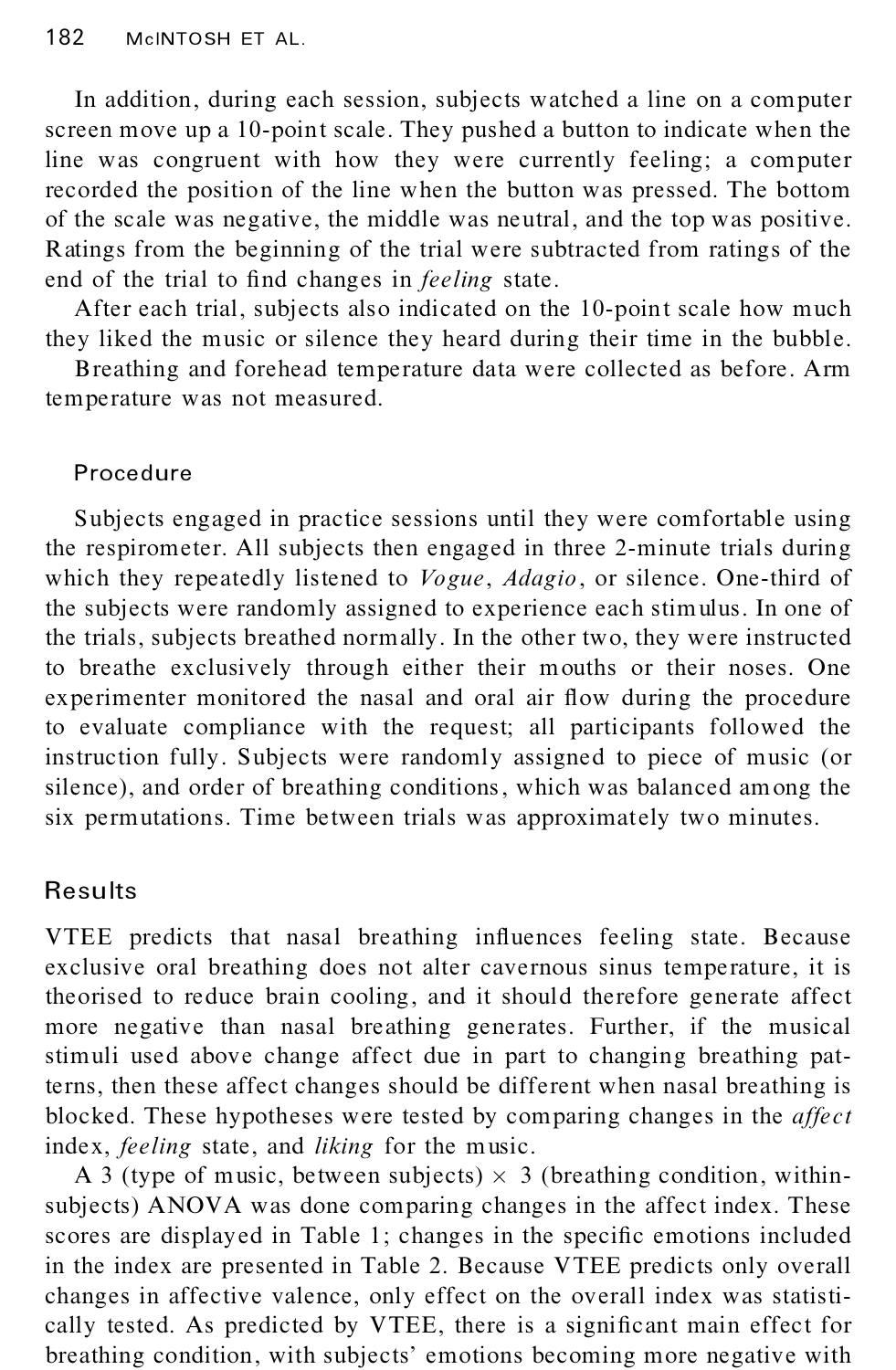In addition, during each session, subjects watched a line on a computer screen move up a 10-point scale. They pushed a button to indicate when the line was congruent with how they were currently feeling; a computer recorded the position of the line when the button was pressed. The bottom of the scale was negative, the middle was neutral, and the top was positive. Ratings from the beginning of the trial were subtracted from ratings of the end of the trial to find changes in *feeling* state.

After each trial, subjects also indicated on the 10-point scale how much they liked the music or silence they heard during their time in the bubble.

Breathing and forehead temperature data were collected as before. Arm temperature was not measured.

### Procedure

Subjects engaged in practice sessions until they were comfortable using the respirometer. All subjects then engaged in three 2-minute trials during which they repeatedly listened to *Vogue*, *Adagio*, or silence. One-third of the subjects were randomly assigned to experience each stimulus. In one of the trials, subjects breathed normally. In the other two, they were instructed to breathe exclusively through either their mouths or their noses. One experimenter monitored the nasal and oral air flow during the procedure to evaluate compliance with the request; all participants followed the instruction fully. Subjects were randomly assigned to piece of music (or silence), and order of breathing conditions, which was balanced among the six permutations. Time between trials was approximately two minutes.

## Results

VTEE predicts that nasal breathing influences feeling state. Because exclusive oral breathing does not alter cavernous sinus temperature, it is theorised to reduce brain cooling, and it should therefore generate affect more negative than nasal breathing generates. Further, if the musical stimuli used above change affect due in part to changing breathing patterns, then these affect changes should be different when nasal breathing is blocked. These hypotheses were tested by comparing changes in the *affect* index, *feeling* state, and *liking* for the music.

A 3 (type of music, between subjects) × 3 (breathing condition, within-subjects) ANOVA was done comparing changes in the affect index. These scores are displayed in Table 1; changes in the specific emotions included in the index are presented in Table 2. Because VTEE predicts only overall changes in affective valence, only effect on the overall index was statistically tested. As predicted by VTEE, there is a significant main effect for breathing condition, with subjects' emotions becoming more negative with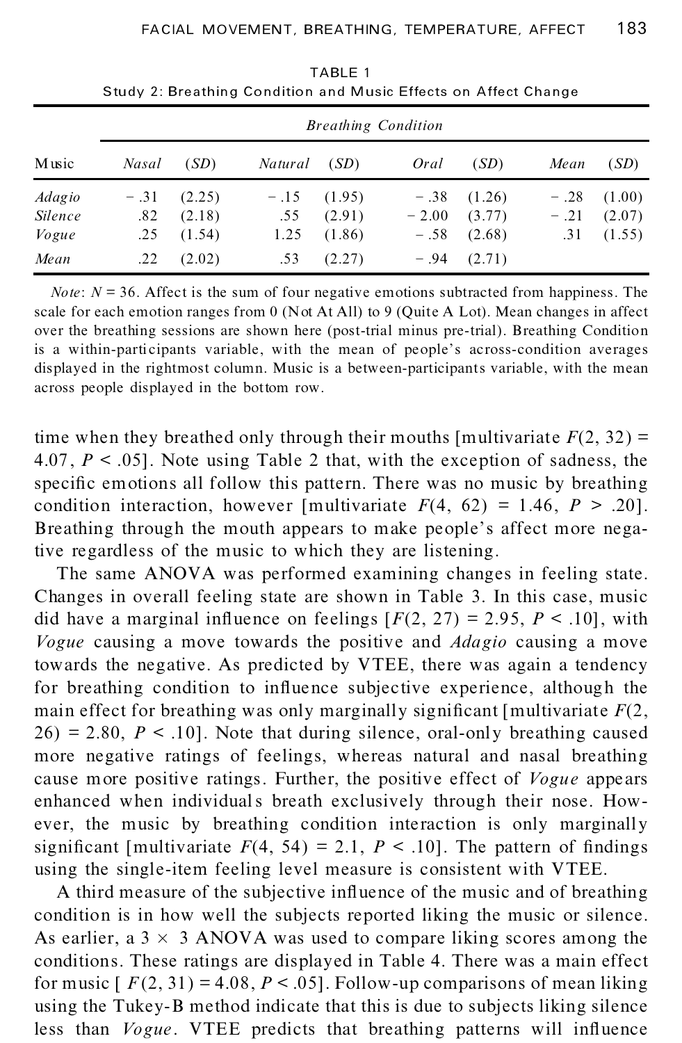TABLE 1
Study 2: Breathing Condition and Music Effects on Affect Change

| Music | *Breathing Condition* | | | | | | | |
|---|---|---|---|---|---|---|---|---|
| | *Nasal* | (*SD*) | *Natural* | (*SD*) | *Oral* | (*SD*) | *Mean* | (*SD*) |
| *Adagio* | −.31 | (2.25) | −.15 | (1.95) | −.38 | (1.26) | −.28 | (1.00) |
| *Silence* | .82 | (2.18) | .55 | (2.91) | −2.00 | (3.77) | −.21 | (2.07) |
| *Vogue* | .25 | (1.54) | 1.25 | (1.86) | −.58 | (2.68) | .31 | (1.55) |
| *Mean* | .22 | (2.02) | .53 | (2.27) | −.94 | (2.71) | | |

*Note*: $N = 36$. Affect is the sum of four negative emotions subtracted from happiness. The scale for each emotion ranges from 0 (Not At All) to 9 (Quite A Lot). Mean changes in affect over the breathing sessions are shown here (post-trial minus pre-trial). Breathing Condition is a within-participants variable, with the mean of people's across-condition averages displayed in the rightmost column. Music is a between-participants variable, with the mean across people displayed in the bottom row.

time when they breathed only through their mouths [multivariate $F(2, 32) = 4.07$, $P < .05$]. Note using Table 2 that, with the exception of sadness, the specific emotions all follow this pattern. There was no music by breathing condition interaction, however [multivariate $F(4, 62) = 1.46$, $P > .20$]. Breathing through the mouth appears to make people's affect more negative regardless of the music to which they are listening.

The same ANOVA was performed examining changes in feeling state. Changes in overall feeling state are shown in Table 3. In this case, music did have a marginal influence on feelings [$F(2, 27) = 2.95$, $P < .10$], with *Vogue* causing a move towards the positive and *Adagio* causing a move towards the negative. As predicted by VTEE, there was again a tendency for breathing condition to influence subjective experience, although the main effect for breathing was only marginally significant [multivariate $F(2, 26) = 2.80$, $P < .10$]. Note that during silence, oral-only breathing caused more negative ratings of feelings, whereas natural and nasal breathing cause more positive ratings. Further, the positive effect of *Vogue* appears enhanced when individuals breath exclusively through their nose. However, the music by breathing condition interaction is only marginally significant [multivariate $F(4, 54) = 2.1$, $P < .10$]. The pattern of findings using the single-item feeling level measure is consistent with VTEE.

A third measure of the subjective influence of the music and of breathing condition is in how well the subjects reported liking the music or silence. As earlier, a $3 \times 3$ ANOVA was used to compare liking scores among the conditions. These ratings are displayed in Table 4. There was a main effect for music [$F(2, 31) = 4.08$, $P < .05$]. Follow-up comparisons of mean liking using the Tukey-B method indicate that this is due to subjects liking silence less than *Vogue*. VTEE predicts that breathing patterns will influence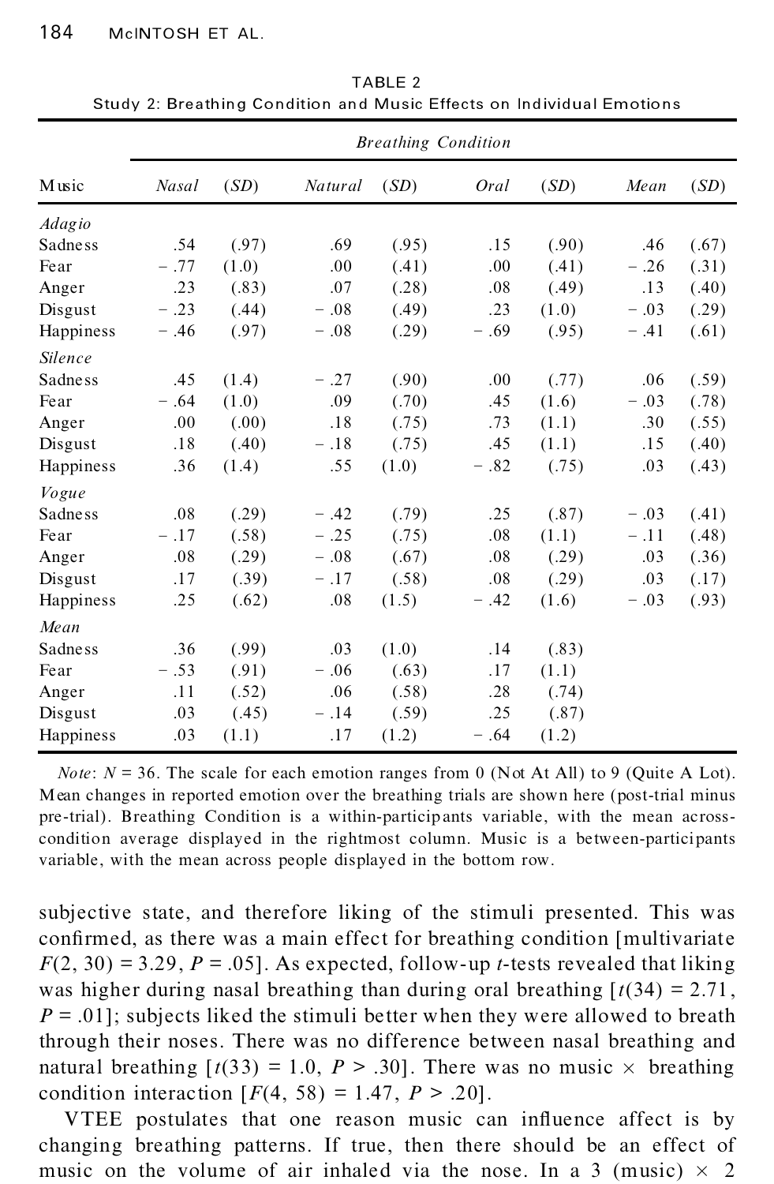TABLE 2
Study 2: Breathing Condition and Music Effects on Individual Emotions

| | *Breathing Condition* | | | | | | | |
|---|---|---|---|---|---|---|---|---|
| Music | *Nasal* | *(SD)* | *Natural* | *(SD)* | *Oral* | *(SD)* | *Mean* | *(SD)* |
| *Adagio* | | | | | | | | |
| Sadness | .54 | (.97) | .69 | (.95) | .15 | (.90) | .46 | (.67) |
| Fear | − .77 | (1.0) | .00 | (.41) | .00 | (.41) | − .26 | (.31) |
| Anger | .23 | (.83) | .07 | (.28) | .08 | (.49) | .13 | (.40) |
| Disgust | − .23 | (.44) | − .08 | (.49) | .23 | (1.0) | − .03 | (.29) |
| Happiness | − .46 | (.97) | − .08 | (.29) | − .69 | (.95) | − .41 | (.61) |
| *Silence* | | | | | | | | |
| Sadness | .45 | (1.4) | − .27 | (.90) | .00 | (.77) | .06 | (.59) |
| Fear | − .64 | (1.0) | .09 | (.70) | .45 | (1.6) | − .03 | (.78) |
| Anger | .00 | (.00) | .18 | (.75) | .73 | (1.1) | .30 | (.55) |
| Disgust | .18 | (.40) | − .18 | (.75) | .45 | (1.1) | .15 | (.40) |
| Happiness | .36 | (1.4) | .55 | (1.0) | − .82 | (.75) | .03 | (.43) |
| *Vogue* | | | | | | | | |
| Sadness | .08 | (.29) | − .42 | (.79) | .25 | (.87) | − .03 | (.41) |
| Fear | − .17 | (.58) | − .25 | (.75) | .08 | (1.1) | − .11 | (.48) |
| Anger | .08 | (.29) | − .08 | (.67) | .08 | (.29) | .03 | (.36) |
| Disgust | .17 | (.39) | − .17 | (.58) | .08 | (.29) | .03 | (.17) |
| Happiness | .25 | (.62) | .08 | (1.5) | − .42 | (1.6) | − .03 | (.93) |
| *Mean* | | | | | | | | |
| Sadness | .36 | (.99) | .03 | (1.0) | .14 | (.83) | | |
| Fear | − .53 | (.91) | − .06 | (.63) | .17 | (1.1) | | |
| Anger | .11 | (.52) | .06 | (.58) | .28 | (.74) | | |
| Disgust | .03 | (.45) | − .14 | (.59) | .25 | (.87) | | |
| Happiness | .03 | (1.1) | .17 | (1.2) | − .64 | (1.2) | | |

*Note*: $N = 36$. The scale for each emotion ranges from 0 (Not At All) to 9 (Quite A Lot). Mean changes in reported emotion over the breathing trials are shown here (post-trial minus pre-trial). Breathing Condition is a within-participants variable, with the mean across-condition average displayed in the rightmost column. Music is a between-participants variable, with the mean across people displayed in the bottom row.

subjective state, and therefore liking of the stimuli presented. This was confirmed, as there was a main effect for breathing condition [multivariate $F(2, 30) = 3.29$, $P = .05$]. As expected, follow-up $t$-tests revealed that liking was higher during nasal breathing than during oral breathing [$t(34) = 2.71$, $P = .01$]; subjects liked the stimuli better when they were allowed to breath through their noses. There was no difference between nasal breathing and natural breathing [$t(33) = 1.0$, $P > .30$]. There was no music $\times$ breathing condition interaction [$F(4, 58) = 1.47$, $P > .20$].

VTEE postulates that one reason music can influence affect is by changing breathing patterns. If true, then there should be an effect of music on the volume of air inhaled via the nose. In a 3 (music) $\times$ 2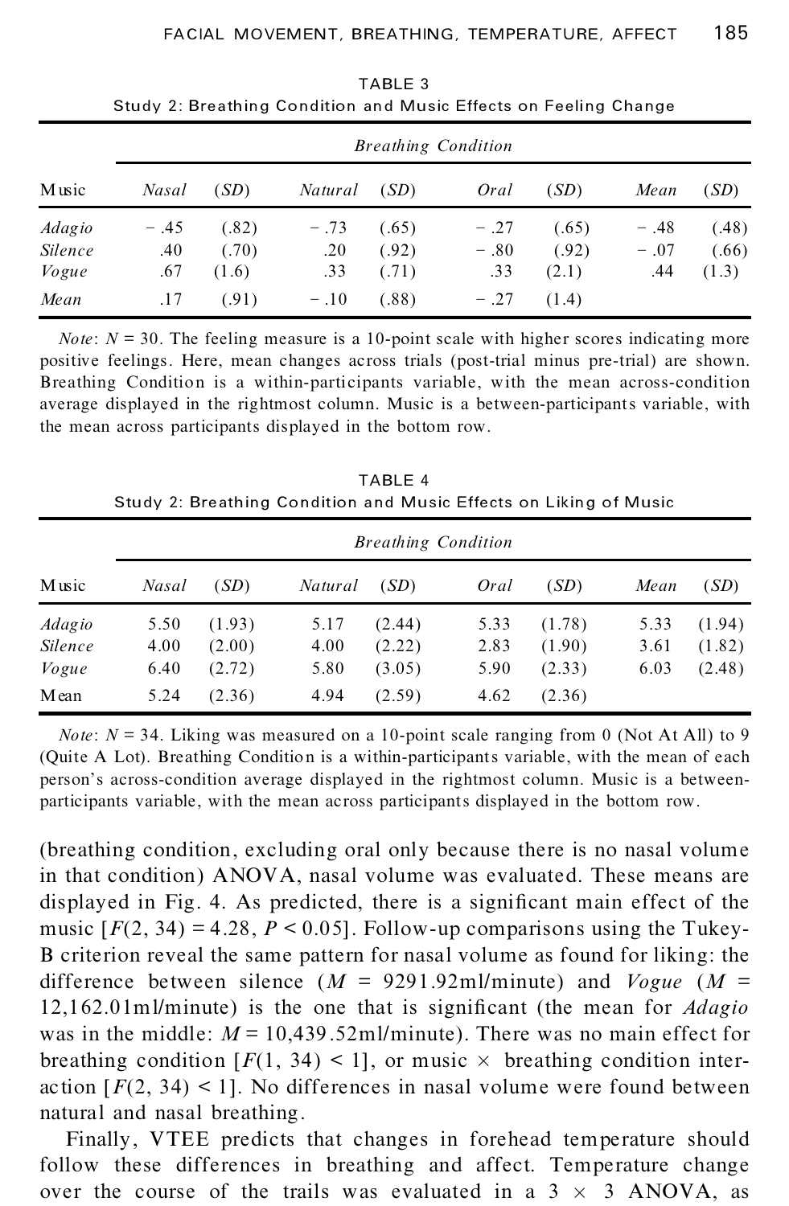TABLE 3
Study 2: Breathing Condition and Music Effects on Feeling Change

| Music | *Breathing Condition* | | | | | | | |
|---|---|---|---|---|---|---|---|---|
| | *Nasal* | (*SD*) | *Natural* | (*SD*) | *Oral* | (*SD*) | *Mean* | (*SD*) |
| *Adagio* | − .45 | (.82) | − .73 | (.65) | − .27 | (.65) | − .48 | (.48) |
| *Silence* | .40 | (.70) | .20 | (.92) | − .80 | (.92) | − .07 | (.66) |
| *Vogue* | .67 | (1.6) | .33 | (.71) | .33 | (2.1) | .44 | (1.3) |
| *Mean* | .17 | (.91) | − .10 | (.88) | − .27 | (1.4) | | |

*Note*: $N = 30$. The feeling measure is a 10-point scale with higher scores indicating more positive feelings. Here, mean changes across trials (post-trial minus pre-trial) are shown. Breathing Condition is a within-participants variable, with the mean across-condition average displayed in the rightmost column. Music is a between-participants variable, with the mean across participants displayed in the bottom row.

TABLE 4
Study 2: Breathing Condition and Music Effects on Liking of Music

| Music | *Breathing Condition* | | | | | | | |
|---|---|---|---|---|---|---|---|---|
| | *Nasal* | (*SD*) | *Natural* | (*SD*) | *Oral* | (*SD*) | *Mean* | (*SD*) |
| *Adagio* | 5.50 | (1.93) | 5.17 | (2.44) | 5.33 | (1.78) | 5.33 | (1.94) |
| *Silence* | 4.00 | (2.00) | 4.00 | (2.22) | 2.83 | (1.90) | 3.61 | (1.82) |
| *Vogue* | 6.40 | (2.72) | 5.80 | (3.05) | 5.90 | (2.33) | 6.03 | (2.48) |
| Mean | 5.24 | (2.36) | 4.94 | (2.59) | 4.62 | (2.36) | | |

*Note*: $N = 34$. Liking was measured on a 10-point scale ranging from 0 (Not At All) to 9 (Quite A Lot). Breathing Condition is a within-participants variable, with the mean of each person's across-condition average displayed in the rightmost column. Music is a between-participants variable, with the mean across participants displayed in the bottom row.

(breathing condition, excluding oral only because there is no nasal volume in that condition) ANOVA, nasal volume was evaluated. These means are displayed in Fig. 4. As predicted, there is a significant main effect of the music [$F(2, 34) = 4.28$, $P < 0.05$]. Follow-up comparisons using the Tukey-B criterion reveal the same pattern for nasal volume as found for liking: the difference between silence ($M$ = 9291.92ml/minute) and *Vogue* ($M$ = 12,162.01ml/minute) is the one that is significant (the mean for *Adagio* was in the middle: $M$ = 10,439.52ml/minute). There was no main effect for breathing condition [$F(1, 34) < 1$], or music × breathing condition interaction [$F(2, 34) < 1$]. No differences in nasal volume were found between natural and nasal breathing.

Finally, VTEE predicts that changes in forehead temperature should follow these differences in breathing and affect. Temperature change over the course of the trails was evaluated in a 3 × 3 ANOVA, as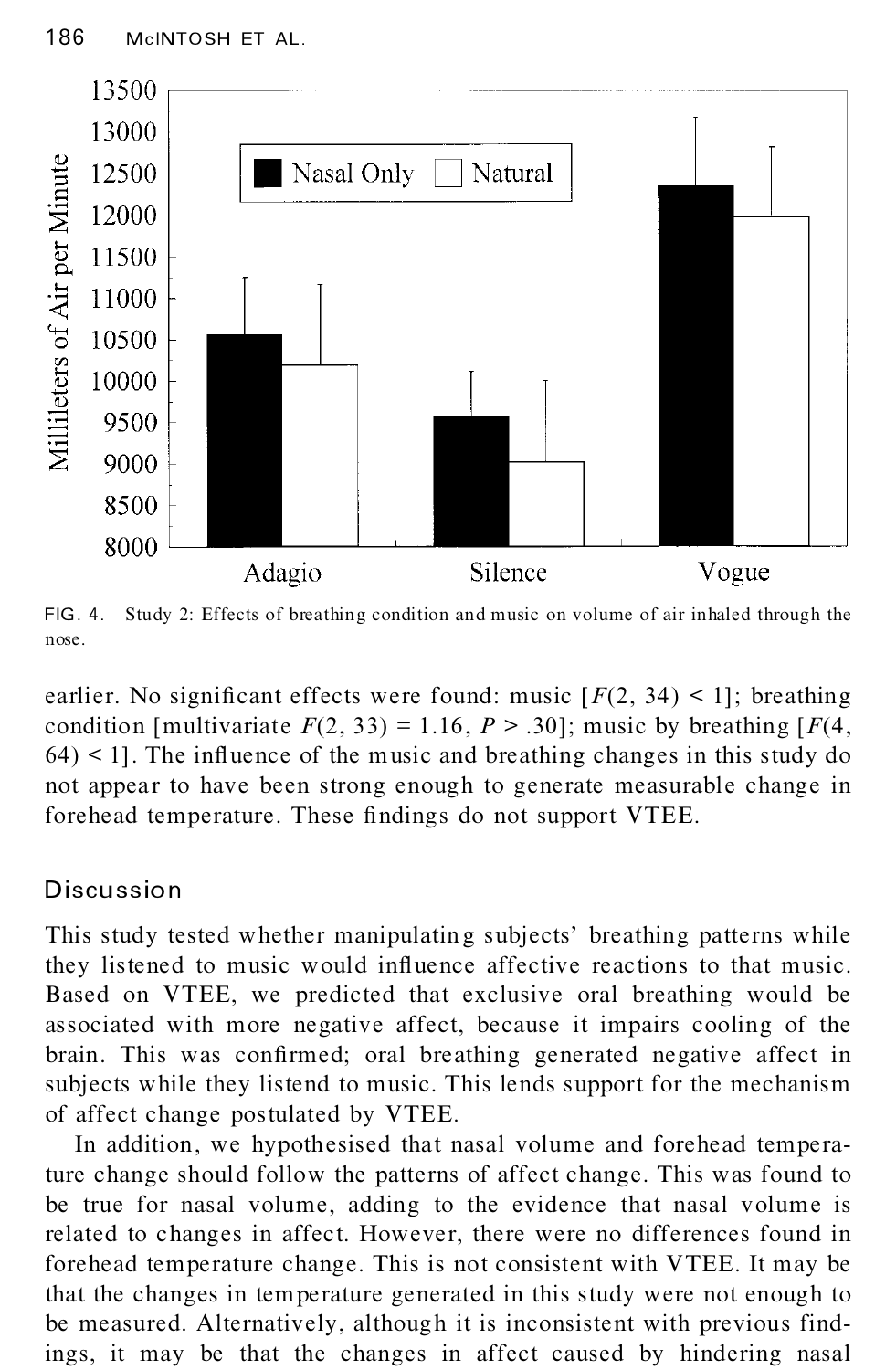FIG. 4. Study 2: Effects of breathing condition and music on volume of air inhaled through the nose.

earlier. No significant effects were found: music [$F(2, 34) < 1$]; breathing condition [multivariate $F(2, 33) = 1.16$, $P > .30$]; music by breathing [$F(4, 64) < 1$]. The influence of the music and breathing changes in this study do not appear to have been strong enough to generate measurable change in forehead temperature. These findings do not support VTEE.

## Discussion

This study tested whether manipulating subjects' breathing patterns while they listened to music would influence affective reactions to that music. Based on VTEE, we predicted that exclusive oral breathing would be associated with more negative affect, because it impairs cooling of the brain. This was confirmed; oral breathing generated negative affect in subjects while they listend to music. This lends support for the mechanism of affect change postulated by VTEE.

In addition, we hypothesised that nasal volume and forehead temperature change should follow the patterns of affect change. This was found to be true for nasal volume, adding to the evidence that nasal volume is related to changes in affect. However, there were no differences found in forehead temperature change. This is not consistent with VTEE. It may be that the changes in temperature generated in this study were not enough to be measured. Alternatively, although it is inconsistent with previous findings, it may be that the changes in affect caused by hindering nasal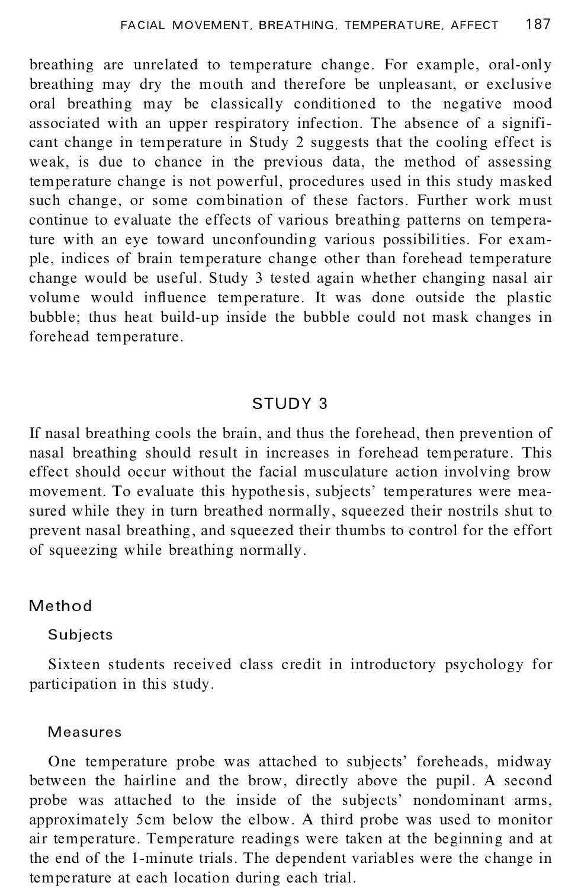breathing are unrelated to temperature change. For example, oral-only breathing may dry the mouth and therefore be unpleasant, or exclusive oral breathing may be classically conditioned to the negative mood associated with an upper respiratory infection. The absence of a significant change in temperature in Study 2 suggests that the cooling effect is weak, is due to chance in the previous data, the method of assessing temperature change is not powerful, procedures used in this study masked such change, or some combination of these factors. Further work must continue to evaluate the effects of various breathing patterns on temperature with an eye toward unconfounding various possibilities. For example, indices of brain temperature change other than forehead temperature change would be useful. Study 3 tested again whether changing nasal air volume would influence temperature. It was done outside the plastic bubble; thus heat build-up inside the bubble could not mask changes in forehead temperature.

## STUDY 3

If nasal breathing cools the brain, and thus the forehead, then prevention of nasal breathing should result in increases in forehead temperature. This effect should occur without the facial musculature action involving brow movement. To evaluate this hypothesis, subjects' temperatures were measured while they in turn breathed normally, squeezed their nostrils shut to prevent nasal breathing, and squeezed their thumbs to control for the effort of squeezing while breathing normally.

### Method

#### Subjects

Sixteen students received class credit in introductory psychology for participation in this study.

#### Measures

One temperature probe was attached to subjects' foreheads, midway between the hairline and the brow, directly above the pupil. A second probe was attached to the inside of the subjects' nondominant arms, approximately 5cm below the elbow. A third probe was used to monitor air temperature. Temperature readings were taken at the beginning and at the end of the 1-minute trials. The dependent variables were the change in temperature at each location during each trial.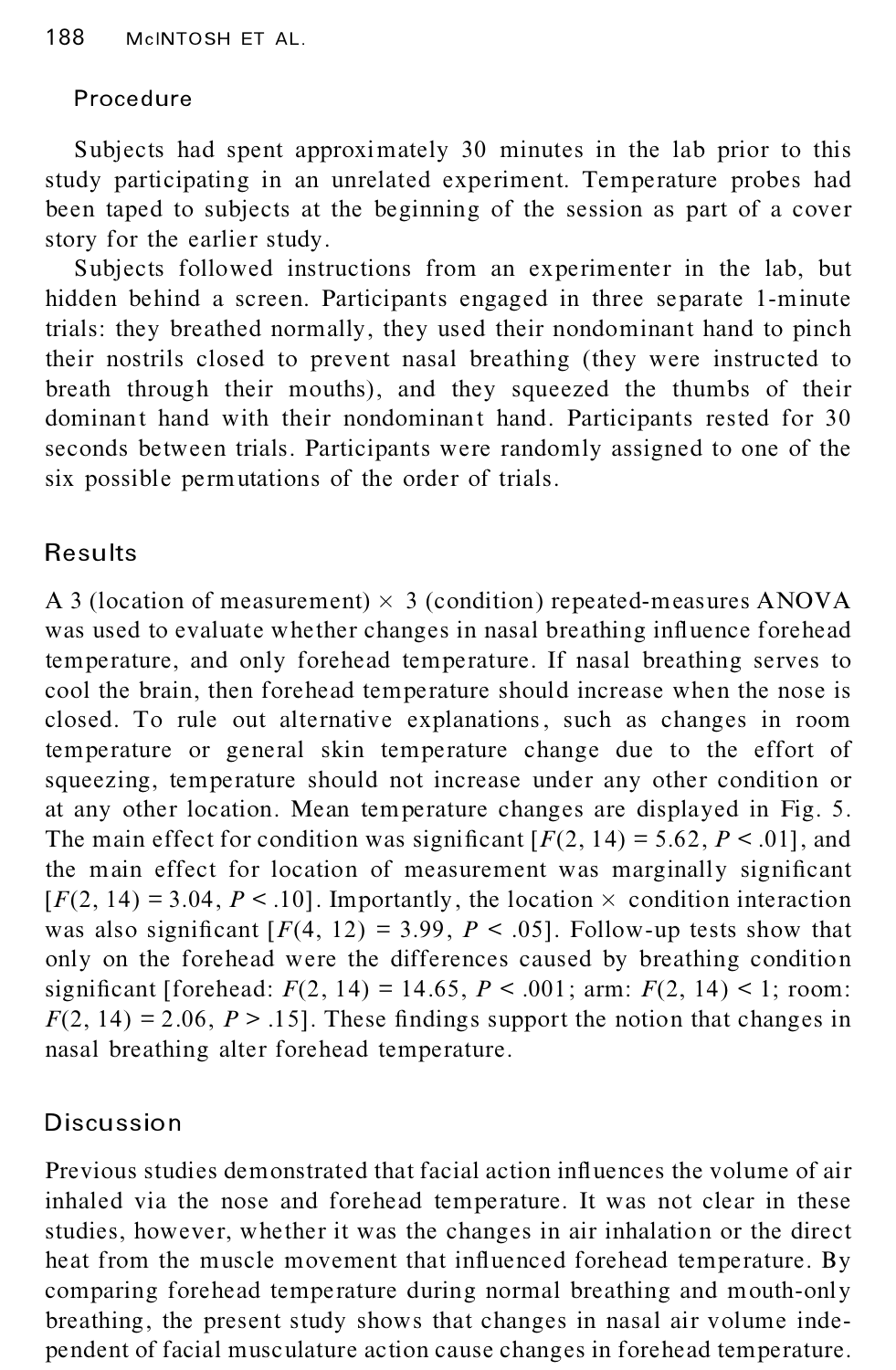### Procedure

Subjects had spent approximately 30 minutes in the lab prior to this study participating in an unrelated experiment. Temperature probes had been taped to subjects at the beginning of the session as part of a cover story for the earlier study.

Subjects followed instructions from an experimenter in the lab, but hidden behind a screen. Participants engaged in three separate 1-minute trials: they breathed normally, they used their nondominant hand to pinch their nostrils closed to prevent nasal breathing (they were instructed to breath through their mouths), and they squeezed the thumbs of their dominant hand with their nondominant hand. Participants rested for 30 seconds between trials. Participants were randomly assigned to one of the six possible permutations of the order of trials.

## Results

A 3 (location of measurement) × 3 (condition) repeated-measures ANOVA was used to evaluate whether changes in nasal breathing influence forehead temperature, and only forehead temperature. If nasal breathing serves to cool the brain, then forehead temperature should increase when the nose is closed. To rule out alternative explanations, such as changes in room temperature or general skin temperature change due to the effort of squeezing, temperature should not increase under any other condition or at any other location. Mean temperature changes are displayed in Fig. 5. The main effect for condition was significant [$F(2, 14) = 5.62$, $P < .01$], and the main effect for location of measurement was marginally significant [$F(2, 14) = 3.04$, $P < .10$]. Importantly, the location × condition interaction was also significant [$F(4, 12) = 3.99$, $P < .05$]. Follow-up tests show that only on the forehead were the differences caused by breathing condition significant [forehead: $F(2, 14) = 14.65$, $P < .001$; arm: $F(2, 14) < 1$; room: $F(2, 14) = 2.06$, $P > .15$]. These findings support the notion that changes in nasal breathing alter forehead temperature.

## Discussion

Previous studies demonstrated that facial action influences the volume of air inhaled via the nose and forehead temperature. It was not clear in these studies, however, whether it was the changes in air inhalation or the direct heat from the muscle movement that influenced forehead temperature. By comparing forehead temperature during normal breathing and mouth-only breathing, the present study shows that changes in nasal air volume independent of facial musculature action cause changes in forehead temperature.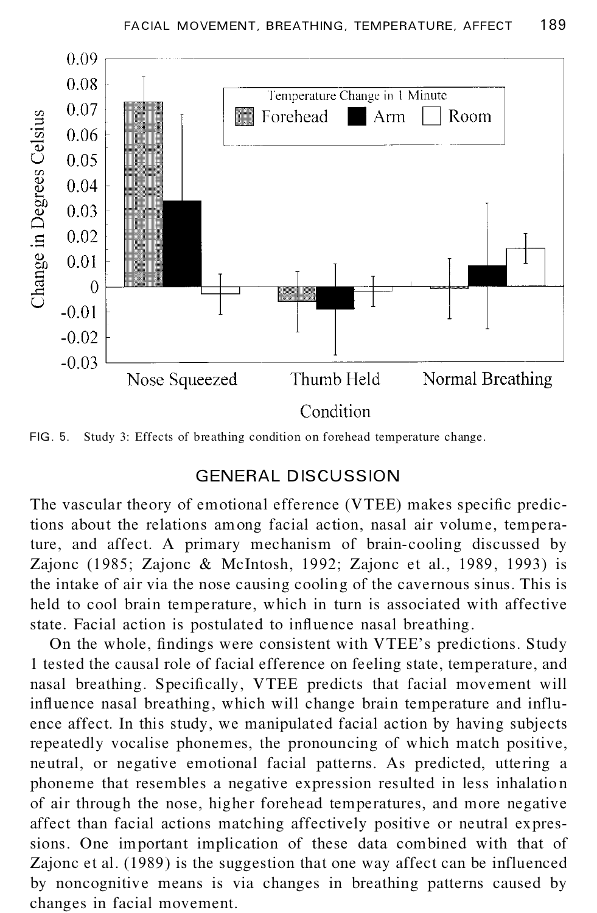FIG. 5. Study 3: Effects of breathing condition on forehead temperature change.

## GENERAL DISCUSSION

The vascular theory of emotional efference (VTEE) makes specific predictions about the relations among facial action, nasal air volume, temperature, and affect. A primary mechanism of brain-cooling discussed by Zajonc (1985; Zajonc & McIntosh, 1992; Zajonc et al., 1989, 1993) is the intake of air via the nose causing cooling of the cavernous sinus. This is held to cool brain temperature, which in turn is associated with affective state. Facial action is postulated to influence nasal breathing.

On the whole, findings were consistent with VTEE's predictions. Study 1 tested the causal role of facial efference on feeling state, temperature, and nasal breathing. Specifically, VTEE predicts that facial movement will influence nasal breathing, which will change brain temperature and influence affect. In this study, we manipulated facial action by having subjects repeatedly vocalise phonemes, the pronouncing of which match positive, neutral, or negative emotional facial patterns. As predicted, uttering a phoneme that resembles a negative expression resulted in less inhalation of air through the nose, higher forehead temperatures, and more negative affect than facial actions matching affectively positive or neutral expressions. One important implication of these data combined with that of Zajonc et al. (1989) is the suggestion that one way affect can be influenced by noncognitive means is via changes in breathing patterns caused by changes in facial movement.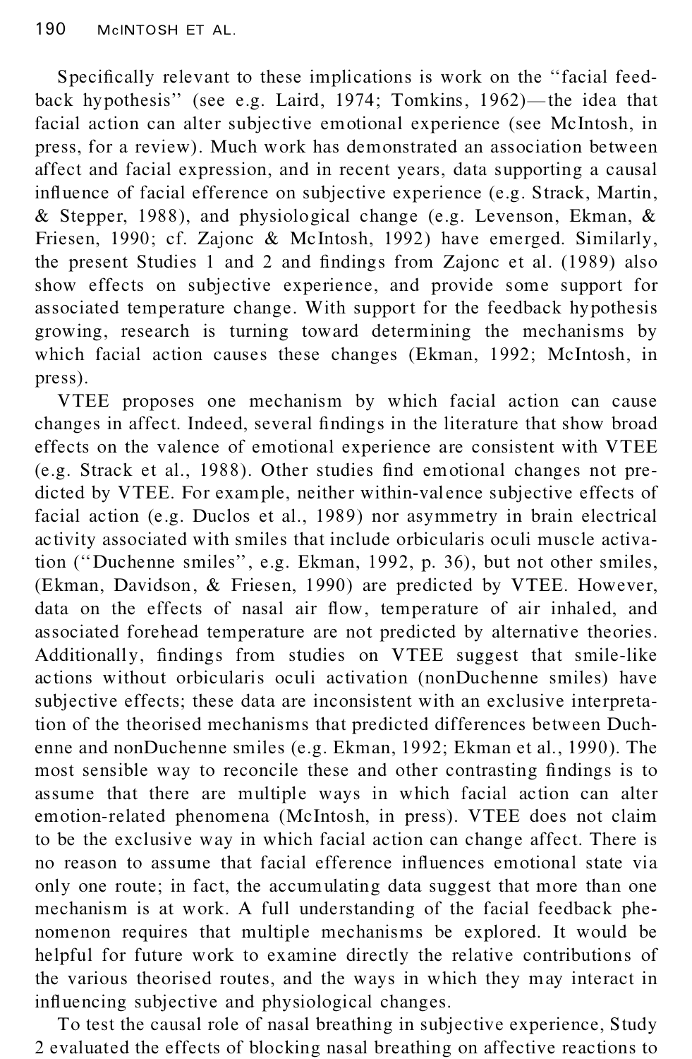Specifically relevant to these implications is work on the "facial feedback hypothesis" (see e.g. Laird, 1974; Tomkins, 1962)—the idea that facial action can alter subjective emotional experience (see McIntosh, in press, for a review). Much work has demonstrated an association between affect and facial expression, and in recent years, data supporting a causal influence of facial efference on subjective experience (e.g. Strack, Martin, & Stepper, 1988), and physiological change (e.g. Levenson, Ekman, & Friesen, 1990; cf. Zajonc & McIntosh, 1992) have emerged. Similarly, the present Studies 1 and 2 and findings from Zajonc et al. (1989) also show effects on subjective experience, and provide some support for associated temperature change. With support for the feedback hypothesis growing, research is turning toward determining the mechanisms by which facial action causes these changes (Ekman, 1992; McIntosh, in press).

VTEE proposes one mechanism by which facial action can cause changes in affect. Indeed, several findings in the literature that show broad effects on the valence of emotional experience are consistent with VTEE (e.g. Strack et al., 1988). Other studies find emotional changes not predicted by VTEE. For example, neither within-valence subjective effects of facial action (e.g. Duclos et al., 1989) nor asymmetry in brain electrical activity associated with smiles that include orbicularis oculi muscle activation ("Duchenne smiles", e.g. Ekman, 1992, p. 36), but not other smiles, (Ekman, Davidson, & Friesen, 1990) are predicted by VTEE. However, data on the effects of nasal air flow, temperature of air inhaled, and associated forehead temperature are not predicted by alternative theories. Additionally, findings from studies on VTEE suggest that smile-like actions without orbicularis oculi activation (nonDuchenne smiles) have subjective effects; these data are inconsistent with an exclusive interpretation of the theorised mechanisms that predicted differences between Duchenne and nonDuchenne smiles (e.g. Ekman, 1992; Ekman et al., 1990). The most sensible way to reconcile these and other contrasting findings is to assume that there are multiple ways in which facial action can alter emotion-related phenomena (McIntosh, in press). VTEE does not claim to be the exclusive way in which facial action can change affect. There is no reason to assume that facial efference influences emotional state via only one route; in fact, the accumulating data suggest that more than one mechanism is at work. A full understanding of the facial feedback phenomenon requires that multiple mechanisms be explored. It would be helpful for future work to examine directly the relative contributions of the various theorised routes, and the ways in which they may interact in influencing subjective and physiological changes.

To test the causal role of nasal breathing in subjective experience, Study 2 evaluated the effects of blocking nasal breathing on affective reactions to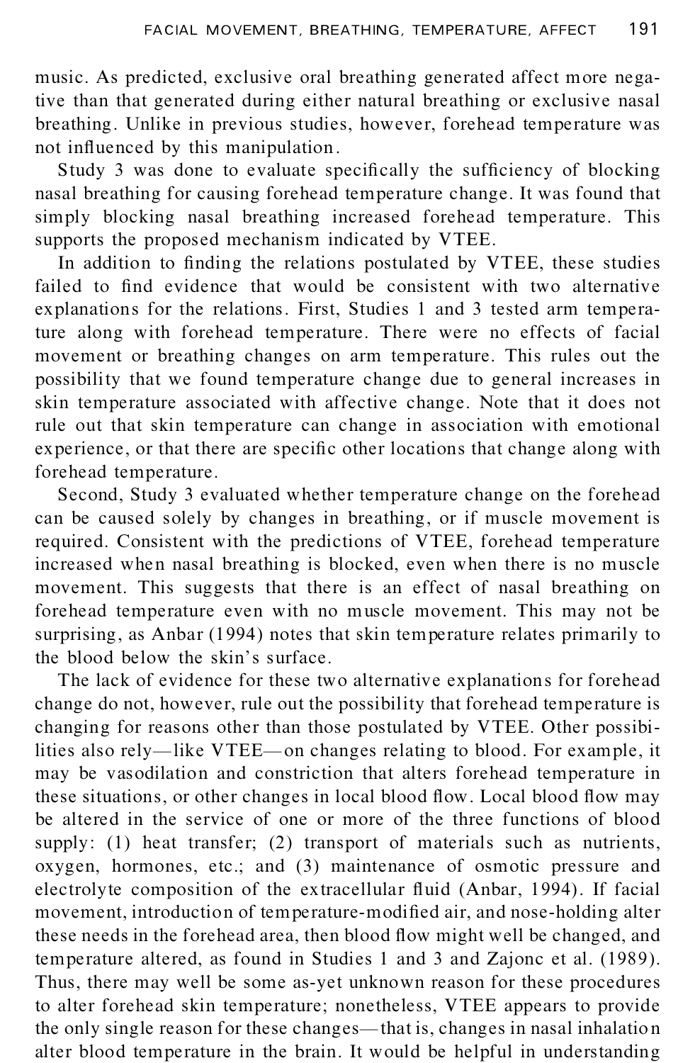music. As predicted, exclusive oral breathing generated affect more negative than that generated during either natural breathing or exclusive nasal breathing. Unlike in previous studies, however, forehead temperature was not influenced by this manipulation.

Study 3 was done to evaluate specifically the sufficiency of blocking nasal breathing for causing forehead temperature change. It was found that simply blocking nasal breathing increased forehead temperature. This supports the proposed mechanism indicated by VTEE.

In addition to finding the relations postulated by VTEE, these studies failed to find evidence that would be consistent with two alternative explanations for the relations. First, Studies 1 and 3 tested arm temperature along with forehead temperature. There were no effects of facial movement or breathing changes on arm temperature. This rules out the possibility that we found temperature change due to general increases in skin temperature associated with affective change. Note that it does not rule out that skin temperature can change in association with emotional experience, or that there are specific other locations that change along with forehead temperature.

Second, Study 3 evaluated whether temperature change on the forehead can be caused solely by changes in breathing, or if muscle movement is required. Consistent with the predictions of VTEE, forehead temperature increased when nasal breathing is blocked, even when there is no muscle movement. This suggests that there is an effect of nasal breathing on forehead temperature even with no muscle movement. This may not be surprising, as Anbar (1994) notes that skin temperature relates primarily to the blood below the skin's surface.

The lack of evidence for these two alternative explanations for forehead change do not, however, rule out the possibility that forehead temperature is changing for reasons other than those postulated by VTEE. Other possibilities also rely—like VTEE—on changes relating to blood. For example, it may be vasodilation and constriction that alters forehead temperature in these situations, or other changes in local blood flow. Local blood flow may be altered in the service of one or more of the three functions of blood supply: (1) heat transfer; (2) transport of materials such as nutrients, oxygen, hormones, etc.; and (3) maintenance of osmotic pressure and electrolyte composition of the extracellular fluid (Anbar, 1994). If facial movement, introduction of temperature-modified air, and nose-holding alter these needs in the forehead area, then blood flow might well be changed, and temperature altered, as found in Studies 1 and 3 and Zajonc et al. (1989). Thus, there may well be some as-yet unknown reason for these procedures to alter forehead skin temperature; nonetheless, VTEE appears to provide the only single reason for these changes—that is, changes in nasal inhalation alter blood temperature in the brain. It would be helpful in understanding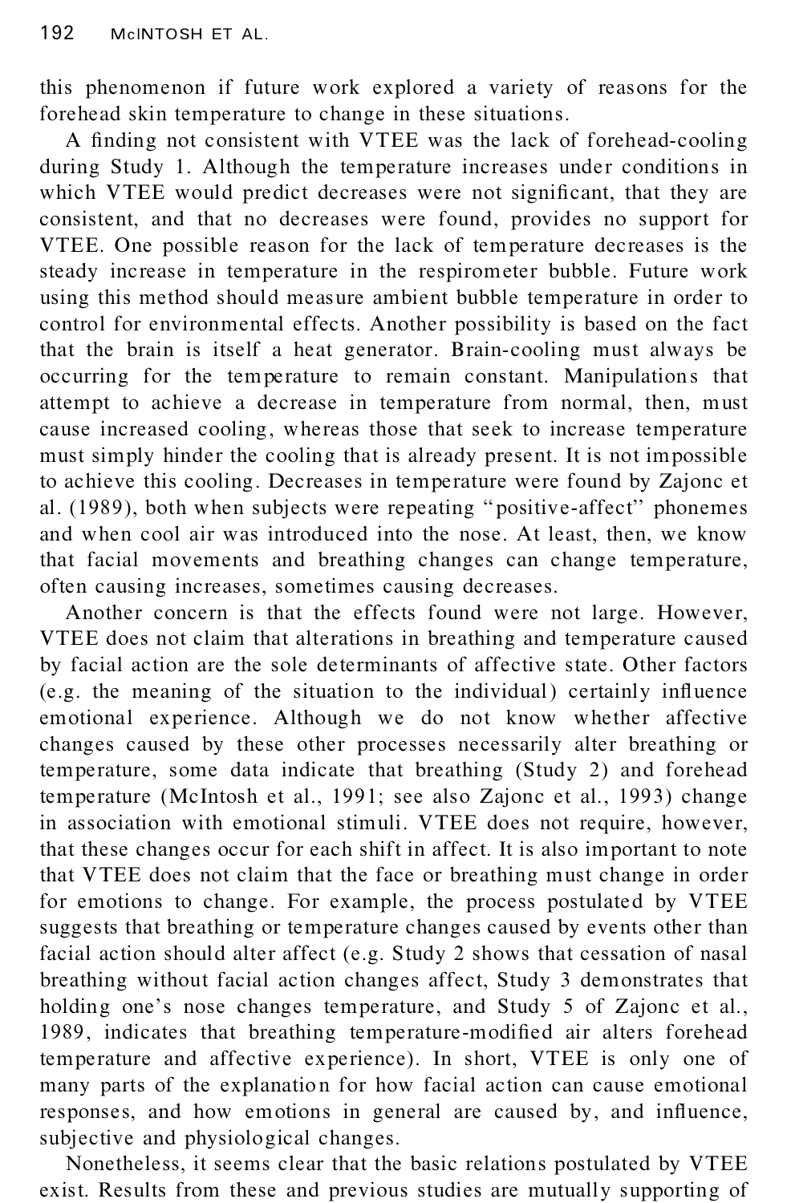this phenomenon if future work explored a variety of reasons for the forehead skin temperature to change in these situations.

A finding not consistent with VTEE was the lack of forehead-cooling during Study 1. Although the temperature increases under conditions in which VTEE would predict decreases were not significant, that they are consistent, and that no decreases were found, provides no support for VTEE. One possible reason for the lack of temperature decreases is the steady increase in temperature in the respirometer bubble. Future work using this method should measure ambient bubble temperature in order to control for environmental effects. Another possibility is based on the fact that the brain is itself a heat generator. Brain-cooling must always be occurring for the temperature to remain constant. Manipulations that attempt to achieve a decrease in temperature from normal, then, must cause increased cooling, whereas those that seek to increase temperature must simply hinder the cooling that is already present. It is not impossible to achieve this cooling. Decreases in temperature were found by Zajonc et al. (1989), both when subjects were repeating "positive-affect" phonemes and when cool air was introduced into the nose. At least, then, we know that facial movements and breathing changes can change temperature, often causing increases, sometimes causing decreases.

Another concern is that the effects found were not large. However, VTEE does not claim that alterations in breathing and temperature caused by facial action are the sole determinants of affective state. Other factors (e.g. the meaning of the situation to the individual) certainly influence emotional experience. Although we do not know whether affective changes caused by these other processes necessarily alter breathing or temperature, some data indicate that breathing (Study 2) and forehead temperature (McIntosh et al., 1991; see also Zajonc et al., 1993) change in association with emotional stimuli. VTEE does not require, however, that these changes occur for each shift in affect. It is also important to note that VTEE does not claim that the face or breathing must change in order for emotions to change. For example, the process postulated by VTEE suggests that breathing or temperature changes caused by events other than facial action should alter affect (e.g. Study 2 shows that cessation of nasal breathing without facial action changes affect, Study 3 demonstrates that holding one's nose changes temperature, and Study 5 of Zajonc et al., 1989, indicates that breathing temperature-modified air alters forehead temperature and affective experience). In short, VTEE is only one of many parts of the explanation for how facial action can cause emotional responses, and how emotions in general are caused by, and influence, subjective and physiological changes.

Nonetheless, it seems clear that the basic relations postulated by VTEE exist. Results from these and previous studies are mutually supporting of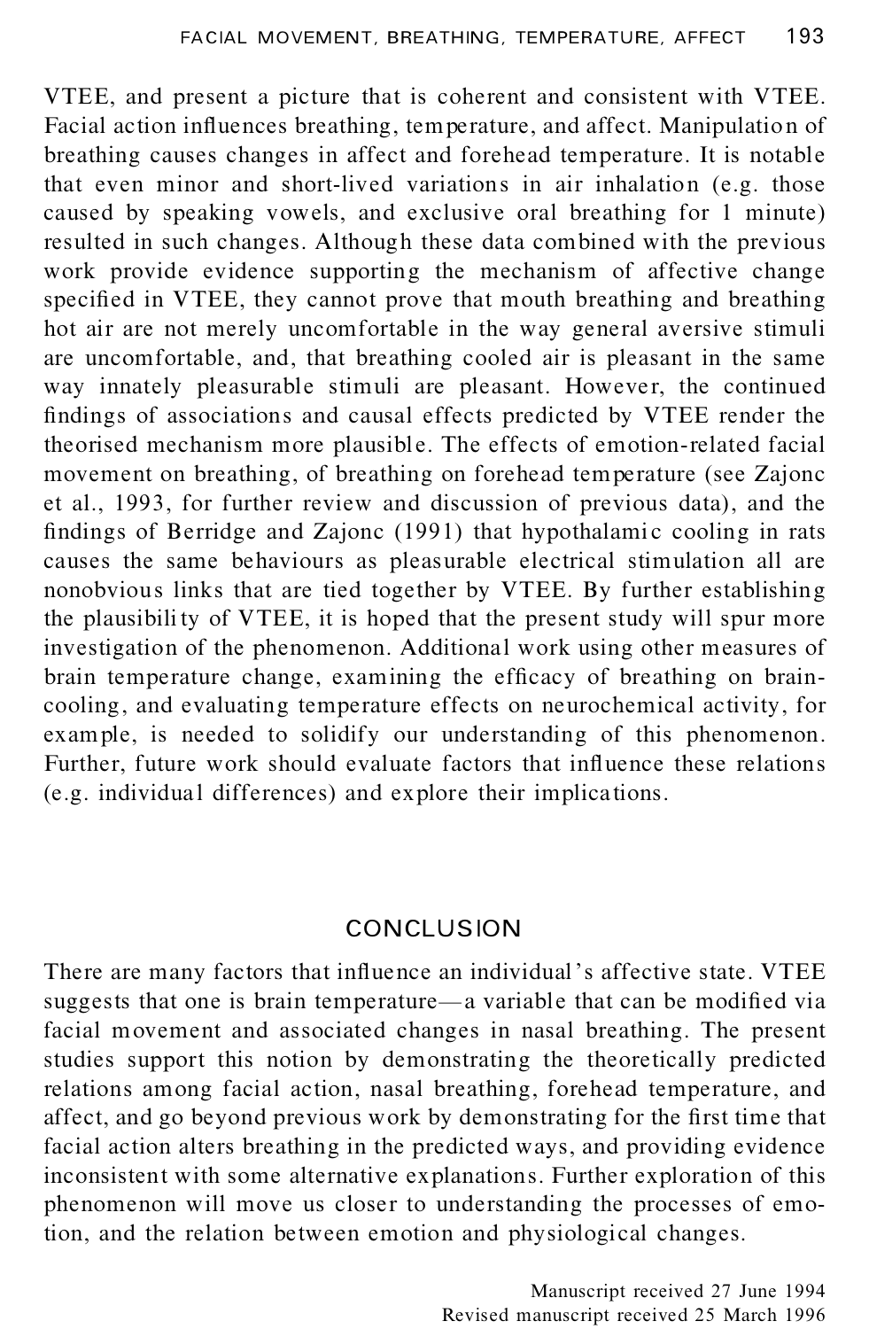VTEE, and present a picture that is coherent and consistent with VTEE. Facial action influences breathing, temperature, and affect. Manipulation of breathing causes changes in affect and forehead temperature. It is notable that even minor and short-lived variations in air inhalation (e.g. those caused by speaking vowels, and exclusive oral breathing for 1 minute) resulted in such changes. Although these data combined with the previous work provide evidence supporting the mechanism of affective change specified in VTEE, they cannot prove that mouth breathing and breathing hot air are not merely uncomfortable in the way general aversive stimuli are uncomfortable, and, that breathing cooled air is pleasant in the same way innately pleasurable stimuli are pleasant. However, the continued findings of associations and causal effects predicted by VTEE render the theorised mechanism more plausible. The effects of emotion-related facial movement on breathing, of breathing on forehead temperature (see Zajonc et al., 1993, for further review and discussion of previous data), and the findings of Berridge and Zajonc (1991) that hypothalamic cooling in rats causes the same behaviours as pleasurable electrical stimulation all are nonobvious links that are tied together by VTEE. By further establishing the plausibility of VTEE, it is hoped that the present study will spur more investigation of the phenomenon. Additional work using other measures of brain temperature change, examining the efficacy of breathing on brain-cooling, and evaluating temperature effects on neurochemical activity, for example, is needed to solidify our understanding of this phenomenon. Further, future work should evaluate factors that influence these relations (e.g. individual differences) and explore their implications.

## CONCLUSION

There are many factors that influence an individual's affective state. VTEE suggests that one is brain temperature—a variable that can be modified via facial movement and associated changes in nasal breathing. The present studies support this notion by demonstrating the theoretically predicted relations among facial action, nasal breathing, forehead temperature, and affect, and go beyond previous work by demonstrating for the first time that facial action alters breathing in the predicted ways, and providing evidence inconsistent with some alternative explanations. Further exploration of this phenomenon will move us closer to understanding the processes of emotion, and the relation between emotion and physiological changes.

Manuscript received 27 June 1994
Revised manuscript received 25 March 1996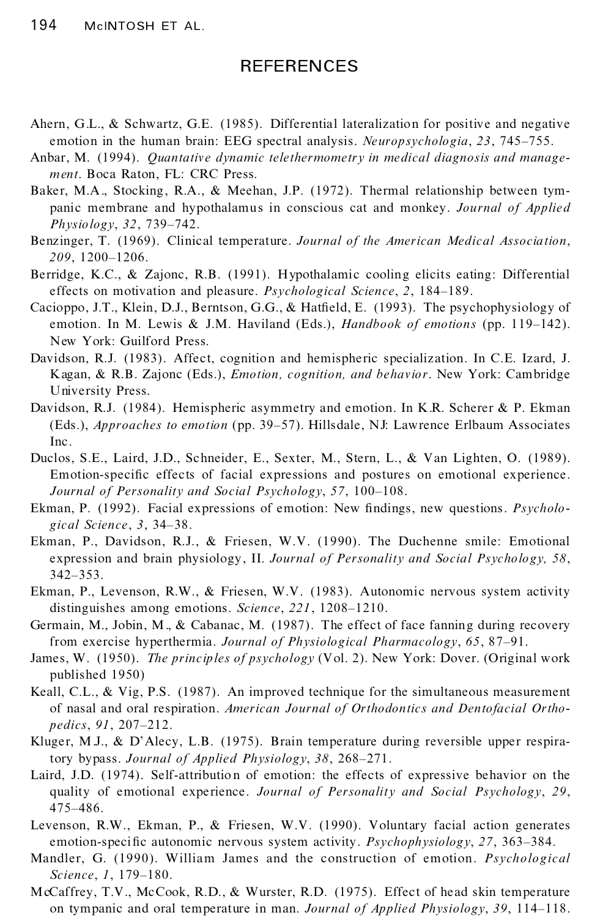# REFERENCES

Ahern, G.L., & Schwartz, G.E. (1985). Differential lateralization for positive and negative emotion in the human brain: EEG spectral analysis. *Neuropsychologia*, *23*, 745–755.

Anbar, M. (1994). *Quantative dynamic telethermometry in medical diagnosis and management*. Boca Raton, FL: CRC Press.

Baker, M.A., Stocking, R.A., & Meehan, J.P. (1972). Thermal relationship between tympanic membrane and hypothalamus in conscious cat and monkey. *Journal of Applied Physiology*, *32*, 739–742.

Benzinger, T. (1969). Clinical temperature. *Journal of the American Medical Association*, *209*, 1200–1206.

Berridge, K.C., & Zajonc, R.B. (1991). Hypothalamic cooling elicits eating: Differential effects on motivation and pleasure. *Psychological Science*, *2*, 184–189.

Cacioppo, J.T., Klein, D.J., Berntson, G.G., & Hatfield, E. (1993). The psychophysiology of emotion. In M. Lewis & J.M. Haviland (Eds.), *Handbook of emotions* (pp. 119–142). New York: Guilford Press.

Davidson, R.J. (1983). Affect, cognition and hemispheric specialization. In C.E. Izard, J. Kagan, & R.B. Zajonc (Eds.), *Emotion, cognition, and behavior*. New York: Cambridge University Press.

Davidson, R.J. (1984). Hemispheric asymmetry and emotion. In K.R. Scherer & P. Ekman (Eds.), *Approaches to emotion* (pp. 39–57). Hillsdale, NJ: Lawrence Erlbaum Associates Inc.

Duclos, S.E., Laird, J.D., Schneider, E., Sexter, M., Stern, L., & Van Lighten, O. (1989). Emotion-specific effects of facial expressions and postures on emotional experience. *Journal of Personality and Social Psychology*, *57*, 100–108.

Ekman, P. (1992). Facial expressions of emotion: New findings, new questions. *Psychological Science*, *3*, 34–38.

Ekman, P., Davidson, R.J., & Friesen, W.V. (1990). The Duchenne smile: Emotional expression and brain physiology, II. *Journal of Personality and Social Psychology, 58*, 342–353.

Ekman, P., Levenson, R.W., & Friesen, W.V. (1983). Autonomic nervous system activity distinguishes among emotions. *Science*, *221*, 1208–1210.

Germain, M., Jobin, M., & Cabanac, M. (1987). The effect of face fanning during recovery from exercise hyperthermia. *Journal of Physiological Pharmacology*, *65*, 87–91.

James, W. (1950). *The principles of psychology* (Vol. 2). New York: Dover. (Original work published 1950)

Keall, C.L., & Vig, P.S. (1987). An improved technique for the simultaneous measurement of nasal and oral respiration. *American Journal of Orthodontics and Dentofacial Orthopedics*, *91*, 207–212.

Kluger, M.J., & D'Alecy, L.B. (1975). Brain temperature during reversible upper respiratory bypass. *Journal of Applied Physiology*, *38*, 268–271.

Laird, J.D. (1974). Self-attribution of emotion: the effects of expressive behavior on the quality of emotional experience. *Journal of Personality and Social Psychology*, *29*, 475–486.

Levenson, R.W., Ekman, P., & Friesen, W.V. (1990). Voluntary facial action generates emotion-specific autonomic nervous system activity. *Psychophysiology*, *27*, 363–384.

Mandler, G. (1990). William James and the construction of emotion. *Psychological Science*, *1*, 179–180.

McCaffrey, T.V., McCook, R.D., & Wurster, R.D. (1975). Effect of head skin temperature on tympanic and oral temperature in man. *Journal of Applied Physiology*, *39*, 114–118.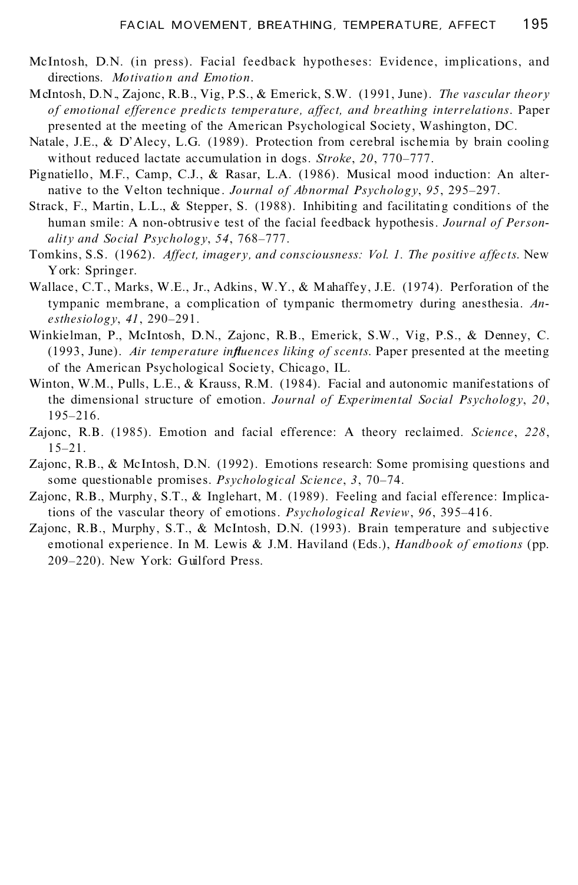McIntosh, D.N. (in press). Facial feedback hypotheses: Evidence, implications, and directions. *Motivation and Emotion*.

McIntosh, D.N., Zajonc, R.B., Vig, P.S., & Emerick, S.W. (1991, June). *The vascular theory of emotional efference predicts temperature, affect, and breathing interrelations*. Paper presented at the meeting of the American Psychological Society, Washington, DC.

Natale, J.E., & D'Alecy, L.G. (1989). Protection from cerebral ischemia by brain cooling without reduced lactate accumulation in dogs. *Stroke*, *20*, 770–777.

Pignatiello, M.F., Camp, C.J., & Rasar, L.A. (1986). Musical mood induction: An alternative to the Velton technique. *Journal of Abnormal Psychology*, *95*, 295–297.

Strack, F., Martin, L.L., & Stepper, S. (1988). Inhibiting and facilitating conditions of the human smile: A non-obtrusive test of the facial feedback hypothesis. *Journal of Personality and Social Psychology*, *54*, 768–777.

Tomkins, S.S. (1962). *Affect, imagery, and consciousness: Vol. 1. The positive affects*. New York: Springer.

Wallace, C.T., Marks, W.E., Jr., Adkins, W.Y., & Mahaffey, J.E. (1974). Perforation of the tympanic membrane, a complication of tympanic thermometry during anesthesia. *Anesthesiology*, *41*, 290–291.

Winkielman, P., McIntosh, D.N., Zajonc, R.B., Emerick, S.W., Vig, P.S., & Denney, C. (1993, June). *Air temperature influences liking of scents*. Paper presented at the meeting of the American Psychological Society, Chicago, IL.

Winton, W.M., Pulls, L.E., & Krauss, R.M. (1984). Facial and autonomic manifestations of the dimensional structure of emotion. *Journal of Experimental Social Psychology*, *20*, 195–216.

Zajonc, R.B. (1985). Emotion and facial efference: A theory reclaimed. *Science*, *228*, 15–21.

Zajonc, R.B., & McIntosh, D.N. (1992). Emotions research: Some promising questions and some questionable promises. *Psychological Science*, *3*, 70–74.

Zajonc, R.B., Murphy, S.T., & Inglehart, M. (1989). Feeling and facial efference: Implications of the vascular theory of emotions. *Psychological Review*, *96*, 395–416.

Zajonc, R.B., Murphy, S.T., & McIntosh, D.N. (1993). Brain temperature and subjective emotional experience. In M. Lewis & J.M. Haviland (Eds.), *Handbook of emotions* (pp. 209–220). New York: Guilford Press.